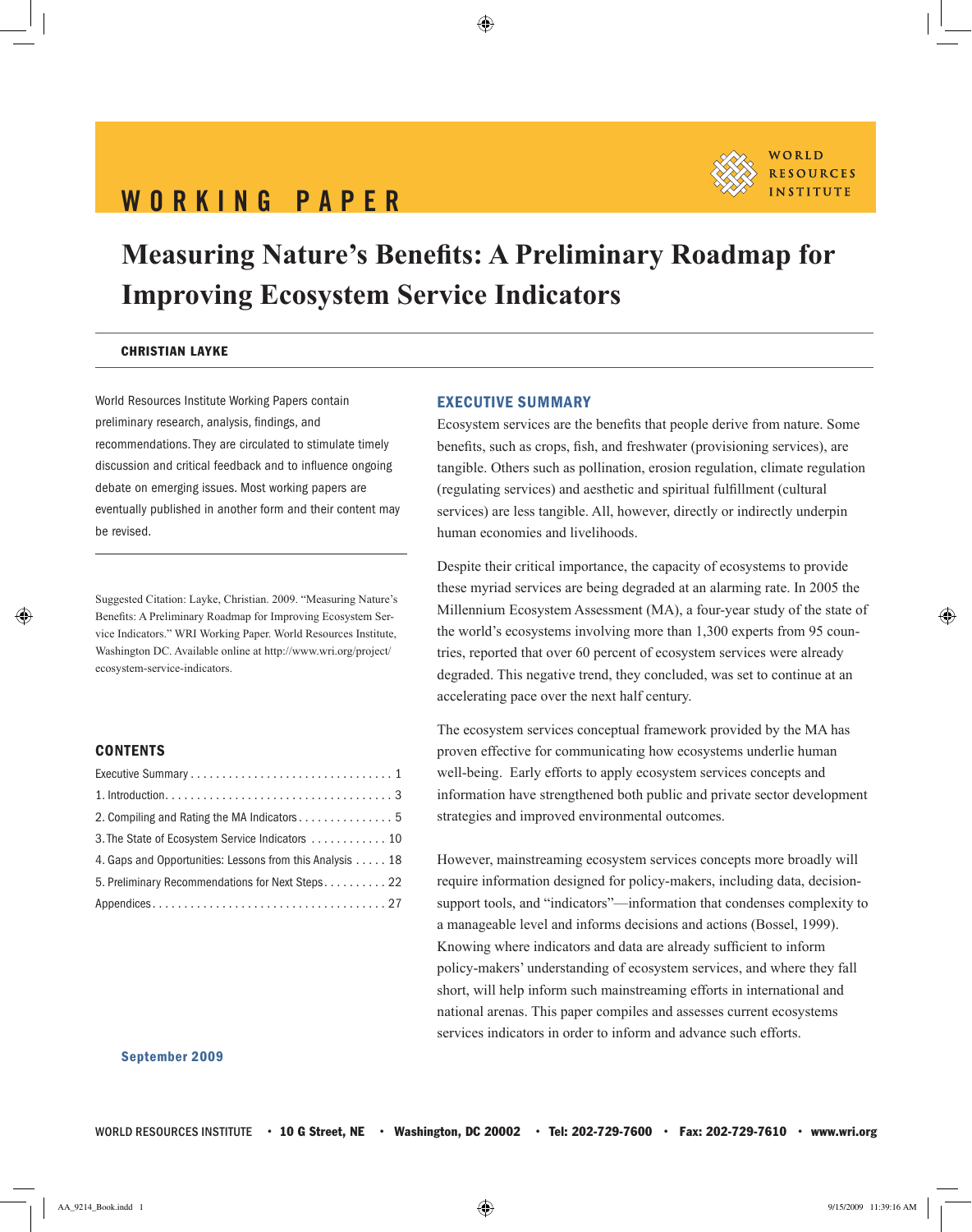WORKING PAPER

WORLD RESOURCES INSTITUTE

# Measuring Nature's Benefits: A Preliminary Roadmap for Improving Ecosystem Service Indicators

**CHRISTIAN LAYKE**

World Resources Institute Working Papers contain preliminary research, analysis, findings, and recommendations. They are circulated to stimulate timely discussion and critical feedback and to influence ongoing debate on emerging issues. Most working papers are eventually published in another form and their content may be revised.

Suggested Citation: Layke, Christian. 2009. "Measuring Nature's Benefits: A Preliminary Roadmap for Improving Ecosystem Service Indicators." WRI Working Paper. World Resources Institute, Washington DC. Available online at http://www.wri.org/project/ecosystem-service-indicators.

## CONTENTS

- Executive Summary . . . . . . . . . . . . . . . . . . . . . . . . . . . . . . . . 1
- 1. Introduction. . . . . . . . . . . . . . . . . . . . . . . . . . . . . . . . . . . . 3
- 2. Compiling and Rating the MA Indicators . . . . . . . . . . . . . . . 5
- 3. The State of Ecosystem Service Indicators . . . . . . . . . . . . 10
- 4. Gaps and Opportunities: Lessons from this Analysis . . . . . 18
- 5. Preliminary Recommendations for Next Steps . . . . . . . . . . 22
- Appendices. . . . . . . . . . . . . . . . . . . . . . . . . . . . . . . . . . . . . 27

September 2009

## EXECUTIVE SUMMARY

Ecosystem services are the benefits that people derive from nature. Some benefits, such as crops, fish, and freshwater (provisioning services), are tangible. Others such as pollination, erosion regulation, climate regulation (regulating services) and aesthetic and spiritual fulfillment (cultural services) are less tangible. All, however, directly or indirectly underpin human economies and livelihoods.

Despite their critical importance, the capacity of ecosystems to provide these myriad services are being degraded at an alarming rate. In 2005 the Millennium Ecosystem Assessment (MA), a four-year study of the state of the world's ecosystems involving more than 1,300 experts from 95 countries, reported that over 60 percent of ecosystem services were already degraded. This negative trend, they concluded, was set to continue at an accelerating pace over the next half century.

The ecosystem services conceptual framework provided by the MA has proven effective for communicating how ecosystems underlie human well-being. Early efforts to apply ecosystem services concepts and information have strengthened both public and private sector development strategies and improved environmental outcomes.

However, mainstreaming ecosystem services concepts more broadly will require information designed for policy-makers, including data, decision-support tools, and "indicators"—information that condenses complexity to a manageable level and informs decisions and actions (Bossel, 1999). Knowing where indicators and data are already sufficient to inform policy-makers' understanding of ecosystem services, and where they fall short, will help inform such mainstreaming efforts in international and national arenas. This paper compiles and assesses current ecosystems services indicators in order to inform and advance such efforts.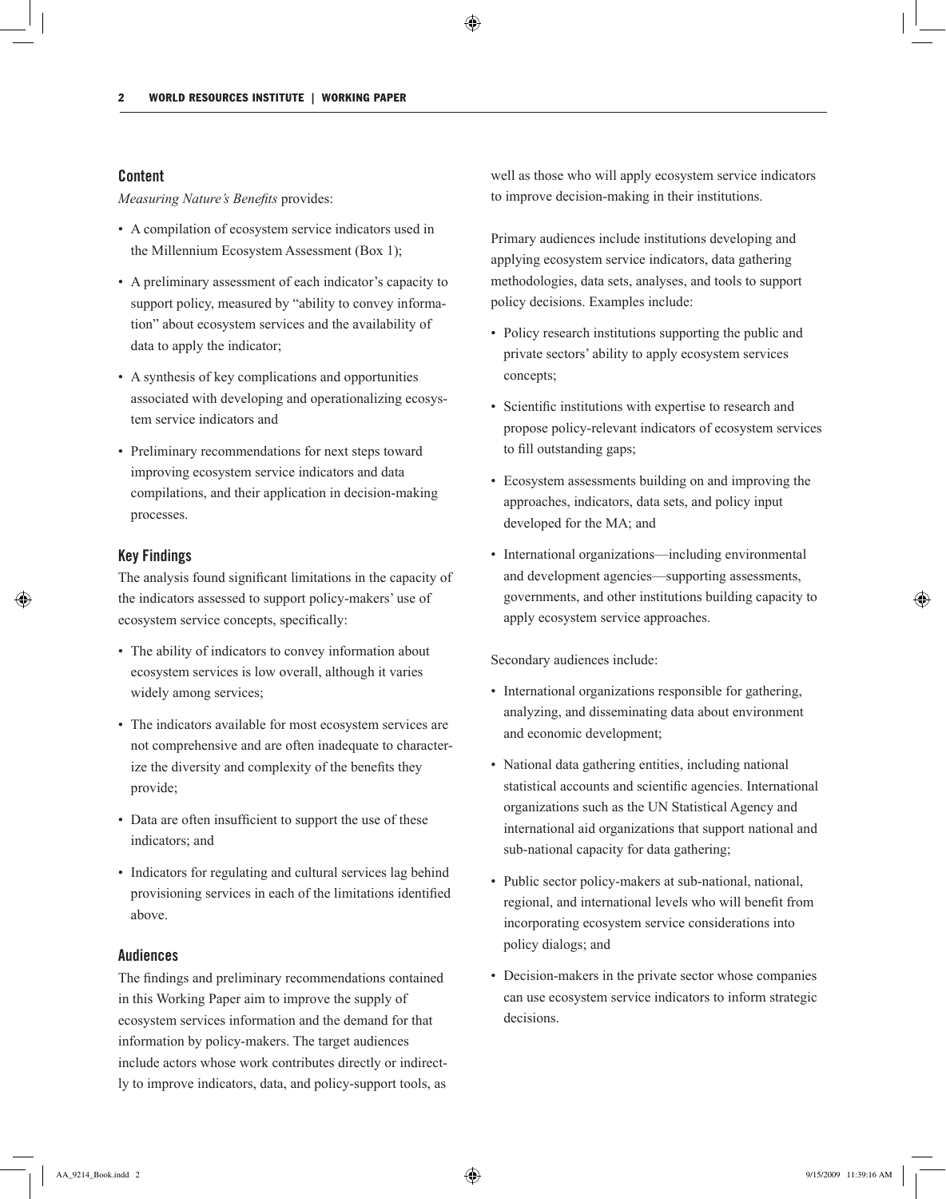## Content

*Measuring Nature's Benefits* provides:

- A compilation of ecosystem service indicators used in the Millennium Ecosystem Assessment (Box 1);
- A preliminary assessment of each indicator's capacity to support policy, measured by "ability to convey information" about ecosystem services and the availability of data to apply the indicator;
- A synthesis of key complications and opportunities associated with developing and operationalizing ecosystem service indicators and
- Preliminary recommendations for next steps toward improving ecosystem service indicators and data compilations, and their application in decision-making processes.

## Key Findings

The analysis found significant limitations in the capacity of the indicators assessed to support policy-makers' use of ecosystem service concepts, specifically:

- The ability of indicators to convey information about ecosystem services is low overall, although it varies widely among services;
- The indicators available for most ecosystem services are not comprehensive and are often inadequate to characterize the diversity and complexity of the benefits they provide;
- Data are often insufficient to support the use of these indicators; and
- Indicators for regulating and cultural services lag behind provisioning services in each of the limitations identified above.

## Audiences

The findings and preliminary recommendations contained in this Working Paper aim to improve the supply of ecosystem services information and the demand for that information by policy-makers. The target audiences include actors whose work contributes directly or indirectly to improve indicators, data, and policy-support tools, as well as those who will apply ecosystem service indicators to improve decision-making in their institutions.

Primary audiences include institutions developing and applying ecosystem service indicators, data gathering methodologies, data sets, analyses, and tools to support policy decisions. Examples include:

- Policy research institutions supporting the public and private sectors' ability to apply ecosystem services concepts;
- Scientific institutions with expertise to research and propose policy-relevant indicators of ecosystem services to fill outstanding gaps;
- Ecosystem assessments building on and improving the approaches, indicators, data sets, and policy input developed for the MA; and
- International organizations—including environmental and development agencies—supporting assessments, governments, and other institutions building capacity to apply ecosystem service approaches.

Secondary audiences include:

- International organizations responsible for gathering, analyzing, and disseminating data about environment and economic development;
- National data gathering entities, including national statistical accounts and scientific agencies. International organizations such as the UN Statistical Agency and international aid organizations that support national and sub-national capacity for data gathering;
- Public sector policy-makers at sub-national, national, regional, and international levels who will benefit from incorporating ecosystem service considerations into policy dialogs; and
- Decision-makers in the private sector whose companies can use ecosystem service indicators to inform strategic decisions.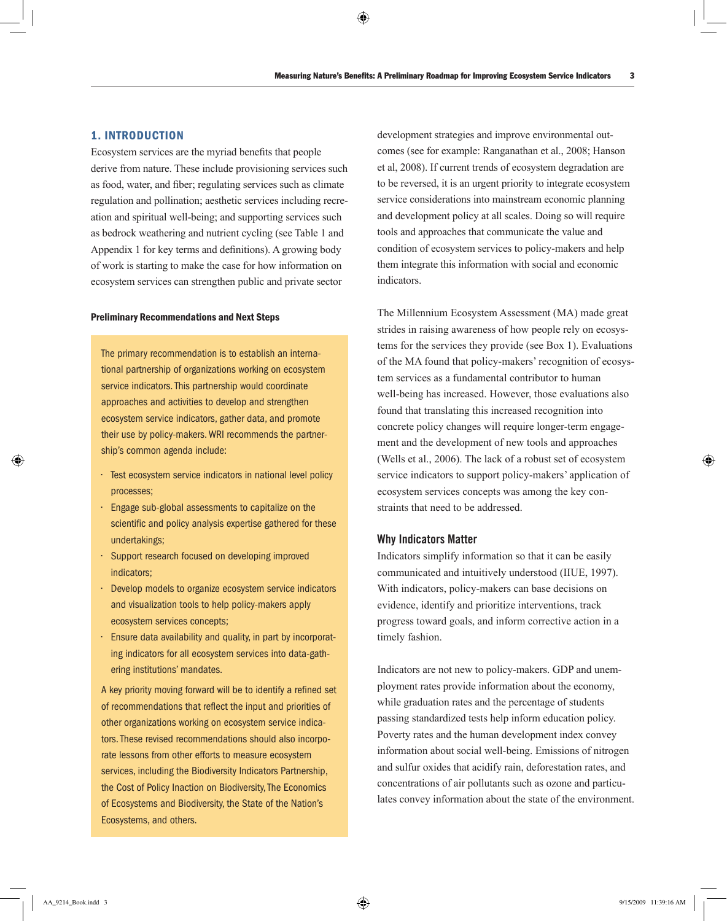## 1. INTRODUCTION

Ecosystem services are the myriad benefits that people derive from nature. These include provisioning services such as food, water, and fiber; regulating services such as climate regulation and pollination; aesthetic services including recreation and spiritual well-being; and supporting services such as bedrock weathering and nutrient cycling (see Table 1 and Appendix 1 for key terms and definitions). A growing body of work is starting to make the case for how information on ecosystem services can strengthen public and private sector development strategies and improve environmental outcomes (see for example: Ranganathan et al., 2008; Hanson et al, 2008). If current trends of ecosystem degradation are to be reversed, it is an urgent priority to integrate ecosystem service considerations into mainstream economic planning and development policy at all scales. Doing so will require tools and approaches that communicate the value and condition of ecosystem services to policy-makers and help them integrate this information with social and economic indicators.

**Preliminary Recommendations and Next Steps**

> The primary recommendation is to establish an international partnership of organizations working on ecosystem service indicators. This partnership would coordinate approaches and activities to develop and strengthen ecosystem service indicators, gather data, and promote their use by policy-makers. WRI recommends the partnership's common agenda include:
>
> - Test ecosystem service indicators in national level policy processes;
> - Engage sub-global assessments to capitalize on the scientific and policy analysis expertise gathered for these undertakings;
> - Support research focused on developing improved indicators;
> - Develop models to organize ecosystem service indicators and visualization tools to help policy-makers apply ecosystem services concepts;
> - Ensure data availability and quality, in part by incorporating indicators for all ecosystem services into data-gathering institutions' mandates.
>
> A key priority moving forward will be to identify a refined set of recommendations that reflect the input and priorities of other organizations working on ecosystem service indicators. These revised recommendations should also incorporate lessons from other efforts to measure ecosystem services, including the Biodiversity Indicators Partnership, the Cost of Policy Inaction on Biodiversity, The Economics of Ecosystems and Biodiversity, the State of the Nation's Ecosystems, and others.

The Millennium Ecosystem Assessment (MA) made great strides in raising awareness of how people rely on ecosystems for the services they provide (see Box 1). Evaluations of the MA found that policy-makers' recognition of ecosystem services as a fundamental contributor to human well-being has increased. However, those evaluations also found that translating this increased recognition into concrete policy changes will require longer-term engagement and the development of new tools and approaches (Wells et al., 2006). The lack of a robust set of ecosystem service indicators to support policy-makers' application of ecosystem services concepts was among the key constraints that need to be addressed.

### Why Indicators Matter

Indicators simplify information so that it can be easily communicated and intuitively understood (IIUE, 1997). With indicators, policy-makers can base decisions on evidence, identify and prioritize interventions, track progress toward goals, and inform corrective action in a timely fashion.

Indicators are not new to policy-makers. GDP and unemployment rates provide information about the economy, while graduation rates and the percentage of students passing standardized tests help inform education policy. Poverty rates and the human development index convey information about social well-being. Emissions of nitrogen and sulfur oxides that acidify rain, deforestation rates, and concentrations of air pollutants such as ozone and particulates convey information about the state of the environment.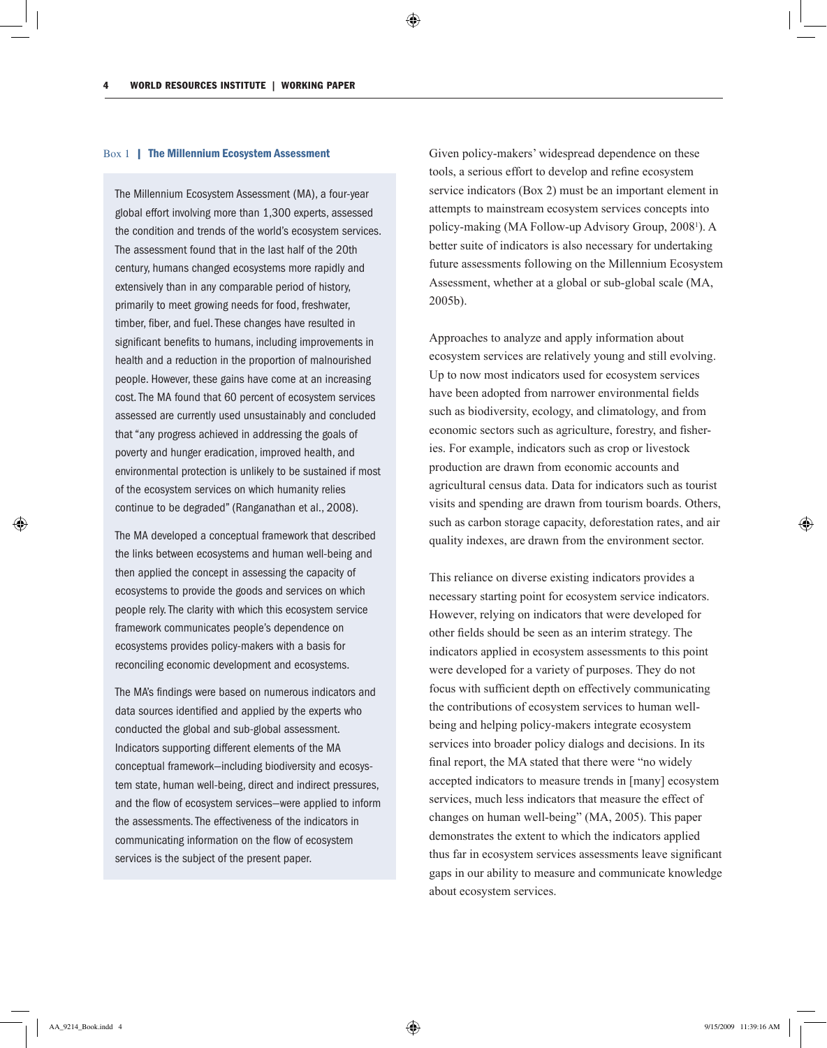**Box 1 | The Millennium Ecosystem Assessment**

The Millennium Ecosystem Assessment (MA), a four-year global effort involving more than 1,300 experts, assessed the condition and trends of the world's ecosystem services. The assessment found that in the last half of the 20th century, humans changed ecosystems more rapidly and extensively than in any comparable period of history, primarily to meet growing needs for food, freshwater, timber, fiber, and fuel. These changes have resulted in significant benefits to humans, including improvements in health and a reduction in the proportion of malnourished people. However, these gains have come at an increasing cost. The MA found that 60 percent of ecosystem services assessed are currently used unsustainably and concluded that "any progress achieved in addressing the goals of poverty and hunger eradication, improved health, and environmental protection is unlikely to be sustained if most of the ecosystem services on which humanity relies continue to be degraded" (Ranganathan et al., 2008).

The MA developed a conceptual framework that described the links between ecosystems and human well-being and then applied the concept in assessing the capacity of ecosystems to provide the goods and services on which people rely. The clarity with which this ecosystem service framework communicates people's dependence on ecosystems provides policy-makers with a basis for reconciling economic development and ecosystems.

The MA's findings were based on numerous indicators and data sources identified and applied by the experts who conducted the global and sub-global assessment. Indicators supporting different elements of the MA conceptual framework—including biodiversity and ecosystem state, human well-being, direct and indirect pressures, and the flow of ecosystem services—were applied to inform the assessments. The effectiveness of the indicators in communicating information on the flow of ecosystem services is the subject of the present paper.

---

Given policy-makers' widespread dependence on these tools, a serious effort to develop and refine ecosystem service indicators (Box 2) must be an important element in attempts to mainstream ecosystem services concepts into policy-making (MA Follow-up Advisory Group, 2008[1]). A better suite of indicators is also necessary for undertaking future assessments following on the Millennium Ecosystem Assessment, whether at a global or sub-global scale (MA, 2005b).

Approaches to analyze and apply information about ecosystem services are relatively young and still evolving. Up to now most indicators used for ecosystem services have been adopted from narrower environmental fields such as biodiversity, ecology, and climatology, and from economic sectors such as agriculture, forestry, and fisheries. For example, indicators such as crop or livestock production are drawn from economic accounts and agricultural census data. Data for indicators such as tourist visits and spending are drawn from tourism boards. Others, such as carbon storage capacity, deforestation rates, and air quality indexes, are drawn from the environment sector.

This reliance on diverse existing indicators provides a necessary starting point for ecosystem service indicators. However, relying on indicators that were developed for other fields should be seen as an interim strategy. The indicators applied in ecosystem assessments to this point were developed for a variety of purposes. They do not focus with sufficient depth on effectively communicating the contributions of ecosystem services to human well-being and helping policy-makers integrate ecosystem services into broader policy dialogs and decisions. In its final report, the MA stated that there were "no widely accepted indicators to measure trends in [many] ecosystem services, much less indicators that measure the effect of changes on human well-being" (MA, 2005). This paper demonstrates the extent to which the indicators applied thus far in ecosystem services assessments leave significant gaps in our ability to measure and communicate knowledge about ecosystem services.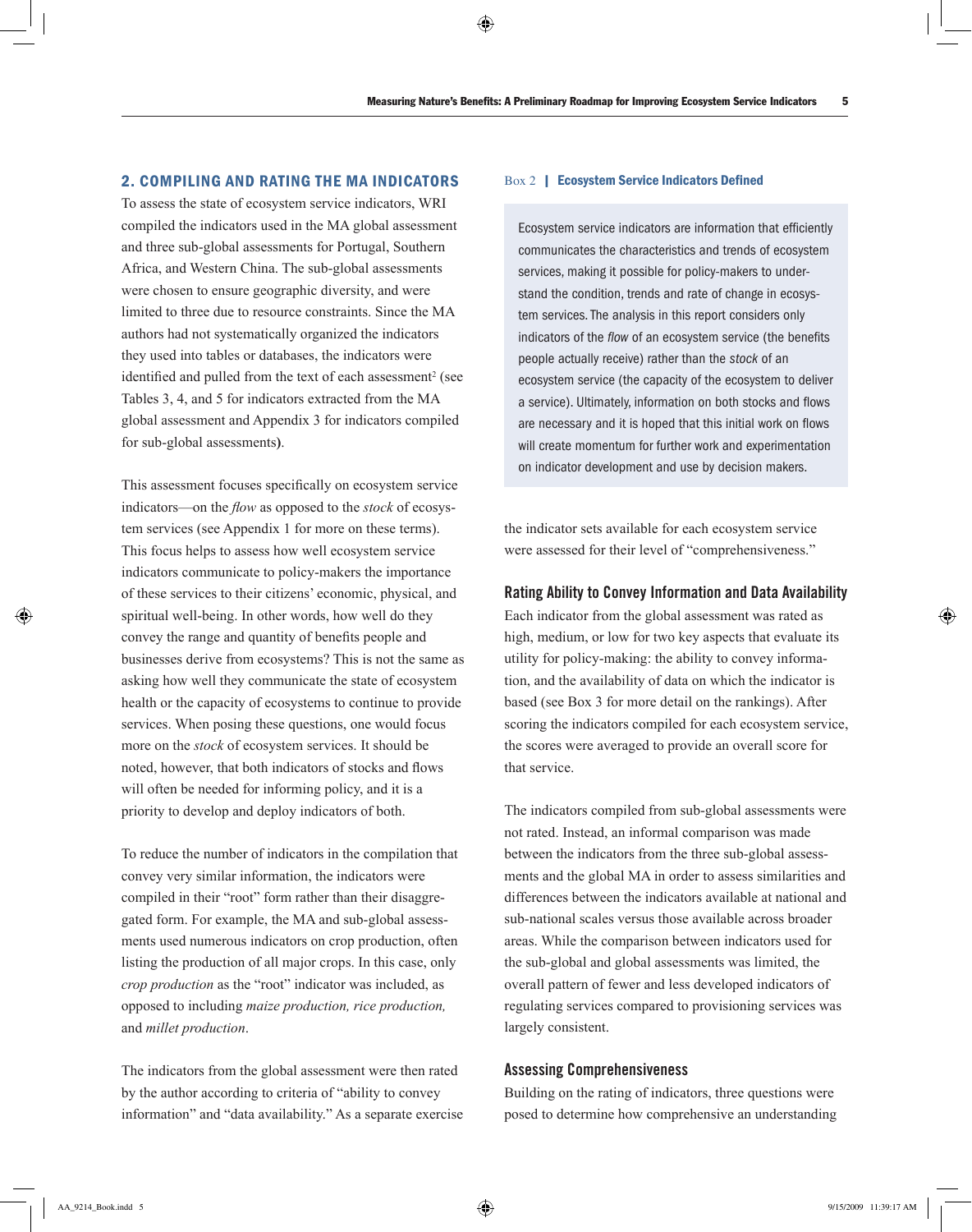## 2. COMPILING AND RATING THE MA INDICATORS

To assess the state of ecosystem service indicators, WRI compiled the indicators used in the MA global assessment and three sub-global assessments for Portugal, Southern Africa, and Western China. The sub-global assessments were chosen to ensure geographic diversity, and were limited to three due to resource constraints. Since the MA authors had not systematically organized the indicators they used into tables or databases, the indicators were identified and pulled from the text of each assessment[2] (see Tables 3, 4, and 5 for indicators extracted from the MA global assessment and Appendix 3 for indicators compiled for sub-global assessments**)**.

This assessment focuses specifically on ecosystem service indicators—on the *flow* as opposed to the *stock* of ecosystem services (see Appendix 1 for more on these terms). This focus helps to assess how well ecosystem service indicators communicate to policy-makers the importance of these services to their citizens' economic, physical, and spiritual well-being. In other words, how well do they convey the range and quantity of benefits people and businesses derive from ecosystems? This is not the same as asking how well they communicate the state of ecosystem health or the capacity of ecosystems to continue to provide services. When posing these questions, one would focus more on the *stock* of ecosystem services. It should be noted, however, that both indicators of stocks and flows will often be needed for informing policy, and it is a priority to develop and deploy indicators of both.

To reduce the number of indicators in the compilation that convey very similar information, the indicators were compiled in their "root" form rather than their disaggregated form. For example, the MA and sub-global assessments used numerous indicators on crop production, often listing the production of all major crops. In this case, only *crop production* as the "root" indicator was included, as opposed to including *maize production, rice production,* and *millet production*.

The indicators from the global assessment were then rated by the author according to criteria of "ability to convey information" and "data availability." As a separate exercise the indicator sets available for each ecosystem service were assessed for their level of "comprehensiveness."

> Box 2 | **Ecosystem Service Indicators Defined**
>
> Ecosystem service indicators are information that efficiently communicates the characteristics and trends of ecosystem services, making it possible for policy-makers to understand the condition, trends and rate of change in ecosystem services. The analysis in this report considers only indicators of the *flow* of an ecosystem service (the benefits people actually receive) rather than the *stock* of an ecosystem service (the capacity of the ecosystem to deliver a service). Ultimately, information on both stocks and flows are necessary and it is hoped that this initial work on flows will create momentum for further work and experimentation on indicator development and use by decision makers.

### Rating Ability to Convey Information and Data Availability

Each indicator from the global assessment was rated as high, medium, or low for two key aspects that evaluate its utility for policy-making: the ability to convey information, and the availability of data on which the indicator is based (see Box 3 for more detail on the rankings). After scoring the indicators compiled for each ecosystem service, the scores were averaged to provide an overall score for that service.

The indicators compiled from sub-global assessments were not rated. Instead, an informal comparison was made between the indicators from the three sub-global assessments and the global MA in order to assess similarities and differences between the indicators available at national and sub-national scales versus those available across broader areas. While the comparison between indicators used for the sub-global and global assessments was limited, the overall pattern of fewer and less developed indicators of regulating services compared to provisioning services was largely consistent.

### Assessing Comprehensiveness

Building on the rating of indicators, three questions were posed to determine how comprehensive an understanding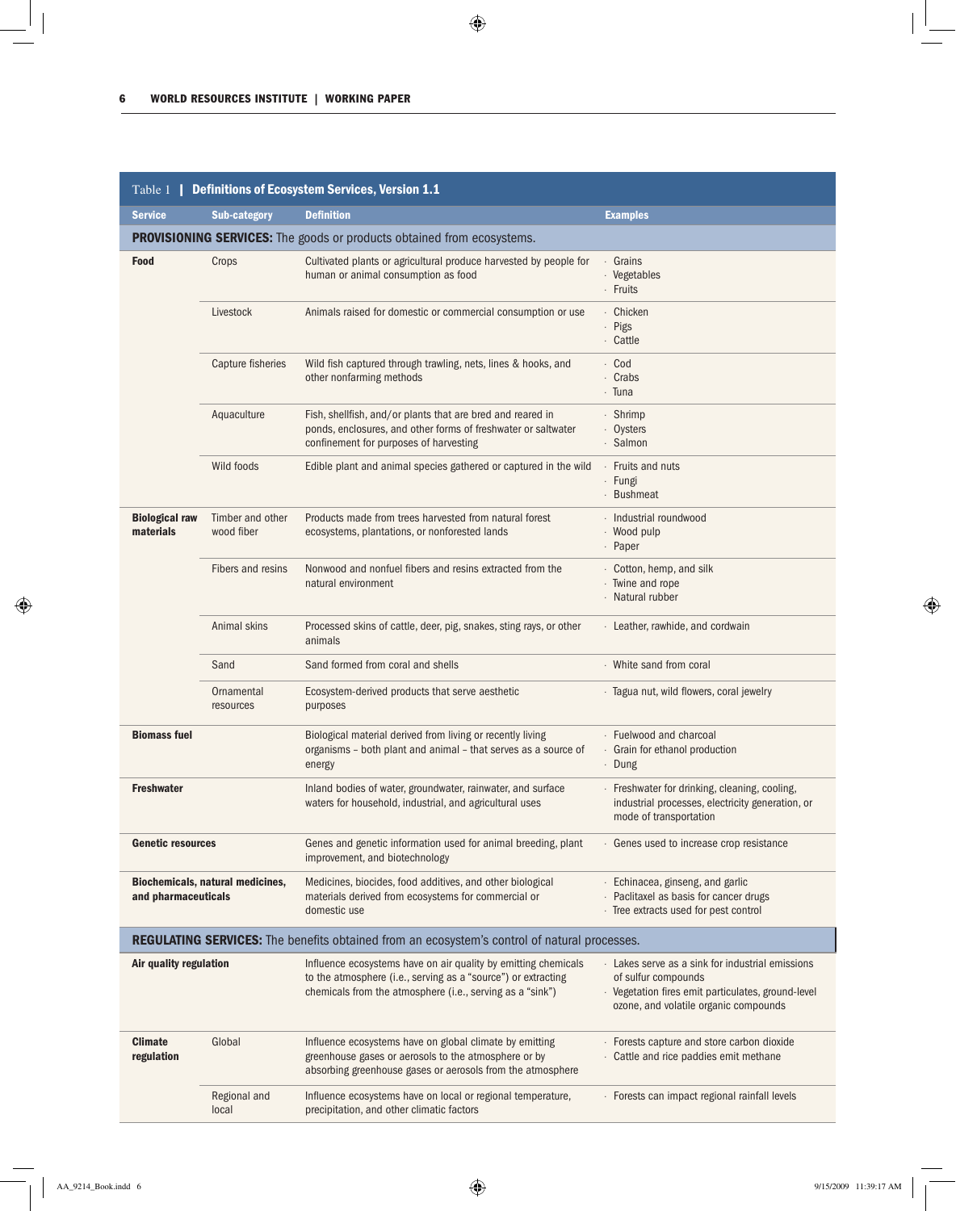Table 1 | **Definitions of Ecosystem Services, Version 1.1**

| Service | Sub-category | Definition | Examples |
|---|---|---|---|
| **PROVISIONING SERVICES:** The goods or products obtained from ecosystems. | | | |
| **Food** | Crops | Cultivated plants or agricultural produce harvested by people for human or animal consumption as food | · Grains<br>· Vegetables<br>· Fruits |
| | Livestock | Animals raised for domestic or commercial consumption or use | · Chicken<br>· Pigs<br>· Cattle |
| | Capture fisheries | Wild fish captured through trawling, nets, lines & hooks, and other nonfarming methods | · Cod<br>· Crabs<br>· Tuna |
| | Aquaculture | Fish, shellfish, and/or plants that are bred and reared in ponds, enclosures, and other forms of freshwater or saltwater confinement for purposes of harvesting | · Shrimp<br>· Oysters<br>· Salmon |
| | Wild foods | Edible plant and animal species gathered or captured in the wild | · Fruits and nuts<br>· Fungi<br>· Bushmeat |
| **Biological raw materials** | Timber and other wood fiber | Products made from trees harvested from natural forest ecosystems, plantations, or nonforested lands | · Industrial roundwood<br>· Wood pulp<br>· Paper |
| | Fibers and resins | Nonwood and nonfuel fibers and resins extracted from the natural environment | · Cotton, hemp, and silk<br>· Twine and rope<br>· Natural rubber |
| | Animal skins | Processed skins of cattle, deer, pig, snakes, sting rays, or other animals | · Leather, rawhide, and cordwain |
| | Sand | Sand formed from coral and shells | · White sand from coral |
| | Ornamental resources | Ecosystem-derived products that serve aesthetic purposes | · Tagua nut, wild flowers, coral jewelry |
| **Biomass fuel** | | Biological material derived from living or recently living organisms – both plant and animal – that serves as a source of energy | · Fuelwood and charcoal<br>· Grain for ethanol production<br>· Dung |
| **Freshwater** | | Inland bodies of water, groundwater, rainwater, and surface waters for household, industrial, and agricultural uses | · Freshwater for drinking, cleaning, cooling, industrial processes, electricity generation, or mode of transportation |
| **Genetic resources** | | Genes and genetic information used for animal breeding, plant improvement, and biotechnology | · Genes used to increase crop resistance |
| **Biochemicals, natural medicines, and pharmaceuticals** | | Medicines, biocides, food additives, and other biological materials derived from ecosystems for commercial or domestic use | · Echinacea, ginseng, and garlic<br>· Paclitaxel as basis for cancer drugs<br>· Tree extracts used for pest control |
| **REGULATING SERVICES:** The benefits obtained from an ecosystem's control of natural processes. | | | |
| **Air quality regulation** | | Influence ecosystems have on air quality by emitting chemicals to the atmosphere (i.e., serving as a "source") or extracting chemicals from the atmosphere (i.e., serving as a "sink") | · Lakes serve as a sink for industrial emissions of sulfur compounds<br>· Vegetation fires emit particulates, ground-level ozone, and volatile organic compounds |
| **Climate regulation** | Global | Influence ecosystems have on global climate by emitting greenhouse gases or aerosols to the atmosphere or by absorbing greenhouse gases or aerosols from the atmosphere | · Forests capture and store carbon dioxide<br>· Cattle and rice paddies emit methane |
| | Regional and local | Influence ecosystems have on local or regional temperature, precipitation, and other climatic factors | · Forests can impact regional rainfall levels |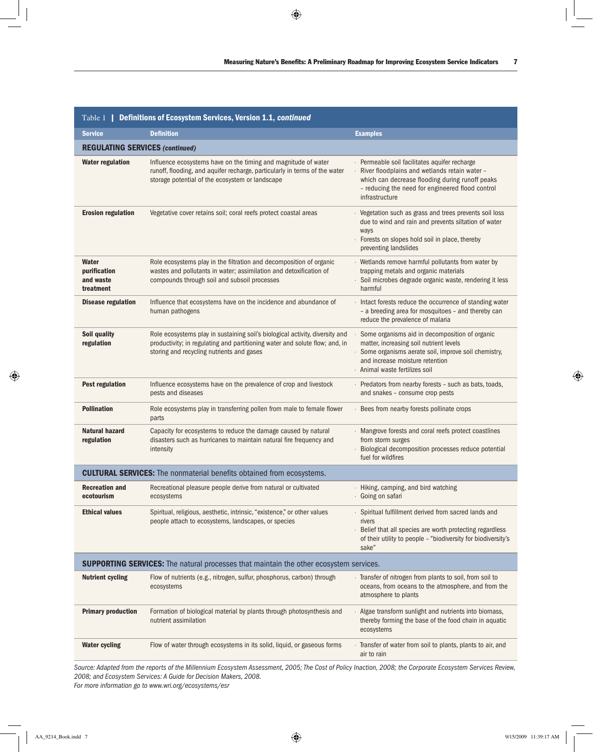**Table 1 | Definitions of Ecosystem Services, Version 1.1, *continued***

| Service | Definition | Examples |
|---|---|---|
| **REGULATING SERVICES *(continued)*** | | |
| **Water regulation** | Influence ecosystems have on the timing and magnitude of water runoff, flooding, and aquifer recharge, particularly in terms of the water storage potential of the ecosystem or landscape | · Permeable soil facilitates aquifer recharge<br>· River floodplains and wetlands retain water – which can decrease flooding during runoff peaks – reducing the need for engineered flood control infrastructure |
| **Erosion regulation** | Vegetative cover retains soil; coral reefs protect coastal areas | · Vegetation such as grass and trees prevents soil loss due to wind and rain and prevents siltation of water ways<br>· Forests on slopes hold soil in place, thereby preventing landslides |
| **Water purification and waste treatment** | Role ecosystems play in the filtration and decomposition of organic wastes and pollutants in water; assimilation and detoxification of compounds through soil and subsoil processes | · Wetlands remove harmful pollutants from water by trapping metals and organic materials<br>· Soil microbes degrade organic waste, rendering it less harmful |
| **Disease regulation** | Influence that ecosystems have on the incidence and abundance of human pathogens | · Intact forests reduce the occurrence of standing water – a breeding area for mosquitoes – and thereby can reduce the prevalence of malaria |
| **Soil quality regulation** | Role ecosystems play in sustaining soil's biological activity, diversity and productivity; in regulating and partitioning water and solute flow; and, in storing and recycling nutrients and gases | · Some organisms aid in decomposition of organic matter, increasing soil nutrient levels<br>· Some organisms aerate soil, improve soil chemistry, and increase moisture retention<br>· Animal waste fertilizes soil |
| **Pest regulation** | Influence ecosystems have on the prevalence of crop and livestock pests and diseases | · Predators from nearby forests – such as bats, toads, and snakes – consume crop pests |
| **Pollination** | Role ecosystems play in transferring pollen from male to female flower parts | · Bees from nearby forests pollinate crops |
| **Natural hazard regulation** | Capacity for ecosystems to reduce the damage caused by natural disasters such as hurricanes to maintain natural fire frequency and intensity | · Mangrove forests and coral reefs protect coastlines from storm surges<br>· Biological decomposition processes reduce potential fuel for wildfires |
| **CULTURAL SERVICES:** The nonmaterial benefits obtained from ecosystems. | | |
| **Recreation and ecotourism** | Recreational pleasure people derive from natural or cultivated ecosystems | · Hiking, camping, and bird watching<br>· Going on safari |
| **Ethical values** | Spiritual, religious, aesthetic, intrinsic, "existence," or other values people attach to ecosystems, landscapes, or species | · Spiritual fulfillment derived from sacred lands and rivers<br>· Belief that all species are worth protecting regardless of their utility to people – "biodiversity for biodiversity's sake" |
| **SUPPORTING SERVICES:** The natural processes that maintain the other ecosystem services. | | |
| **Nutrient cycling** | Flow of nutrients (e.g., nitrogen, sulfur, phosphorus, carbon) through ecosystems | · Transfer of nitrogen from plants to soil, from soil to oceans, from oceans to the atmosphere, and from the atmosphere to plants |
| **Primary production** | Formation of biological material by plants through photosynthesis and nutrient assimilation | · Algae transform sunlight and nutrients into biomass, thereby forming the base of the food chain in aquatic ecosystems |
| **Water cycling** | Flow of water through ecosystems in its solid, liquid, or gaseous forms | · Transfer of water from soil to plants, plants to air, and air to rain |

*Source: Adapted from the reports of the Millennium Ecosystem Assessment, 2005; The Cost of Policy Inaction, 2008; the Corporate Ecosystem Services Review, 2008; and Ecosystem Services: A Guide for Decision Makers, 2008.*
*For more information go to www.wri.org/ecosystems/esr*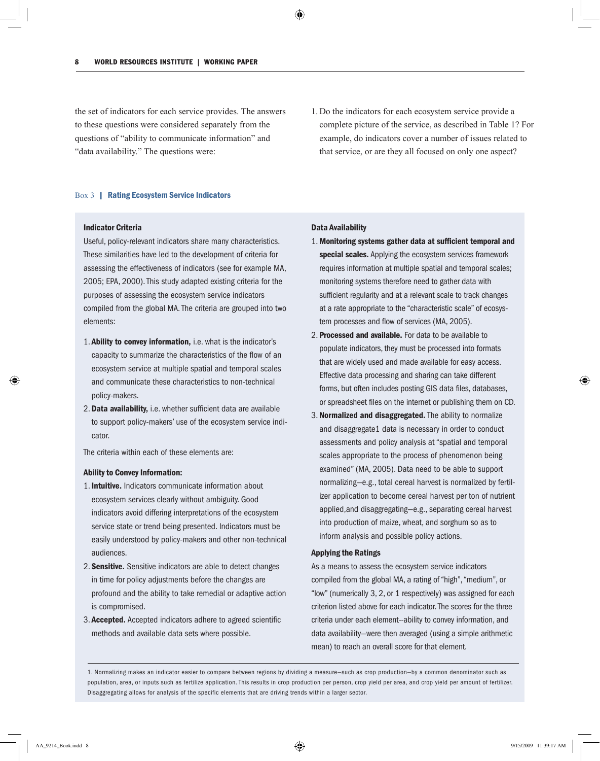the set of indicators for each service provides. The answers to these questions were considered separately from the questions of "ability to communicate information" and "data availability." The questions were:

1. Do the indicators for each ecosystem service provide a complete picture of the service, as described in Table 1? For example, do indicators cover a number of issues related to that service, or are they all focused on only one aspect?

Box 3 | **Rating Ecosystem Service Indicators**

**Indicator Criteria**

Useful, policy-relevant indicators share many characteristics. These similarities have led to the development of criteria for assessing the effectiveness of indicators (see for example MA, 2005; EPA, 2000). This study adapted existing criteria for the purposes of assessing the ecosystem service indicators compiled from the global MA. The criteria are grouped into two elements:

1. **Ability to convey information,** i.e. what is the indicator's capacity to summarize the characteristics of the flow of an ecosystem service at multiple spatial and temporal scales and communicate these characteristics to non-technical policy-makers.
2. **Data availability,** i.e. whether sufficient data are available to support policy-makers' use of the ecosystem service indicator.

The criteria within each of these elements are:

**Ability to Convey Information:**

1. **Intuitive.** Indicators communicate information about ecosystem services clearly without ambiguity. Good indicators avoid differing interpretations of the ecosystem service state or trend being presented. Indicators must be easily understood by policy-makers and other non-technical audiences.
2. **Sensitive.** Sensitive indicators are able to detect changes in time for policy adjustments before the changes are profound and the ability to take remedial or adaptive action is compromised.
3. **Accepted.** Accepted indicators adhere to agreed scientific methods and available data sets where possible.

**Data Availability**

1. **Monitoring systems gather data at sufficient temporal and special scales.** Applying the ecosystem services framework requires information at multiple spatial and temporal scales; monitoring systems therefore need to gather data with sufficient regularity and at a relevant scale to track changes at a rate appropriate to the "characteristic scale" of ecosystem processes and flow of services (MA, 2005).
2. **Processed and available.** For data to be available to populate indicators, they must be processed into formats that are widely used and made available for easy access. Effective data processing and sharing can take different forms, but often includes posting GIS data files, databases, or spreadsheet files on the internet or publishing them on CD.
3. **Normalized and disaggregated.** The ability to normalize and disaggregate[1] data is necessary in order to conduct assessments and policy analysis at "spatial and temporal scales appropriate to the process of phenomenon being examined" (MA, 2005). Data need to be able to support normalizing—e.g., total cereal harvest is normalized by fertilizer application to become cereal harvest per ton of nutrient applied,and disaggregating—e.g., separating cereal harvest into production of maize, wheat, and sorghum so as to inform analysis and possible policy actions.

**Applying the Ratings**

As a means to assess the ecosystem service indicators compiled from the global MA, a rating of "high", "medium", or "low" (numerically 3, 2, or 1 respectively) was assigned for each criterion listed above for each indicator. The scores for the three criteria under each element--ability to convey information, and data availability—were then averaged (using a simple arithmetic mean) to reach an overall score for that element.

1. Normalizing makes an indicator easier to compare between regions by dividing a measure—such as crop production—by a common denominator such as population, area, or inputs such as fertilize application. This results in crop production per person, crop yield per area, and crop yield per amount of fertilizer. Disaggregating allows for analysis of the specific elements that are driving trends within a larger sector.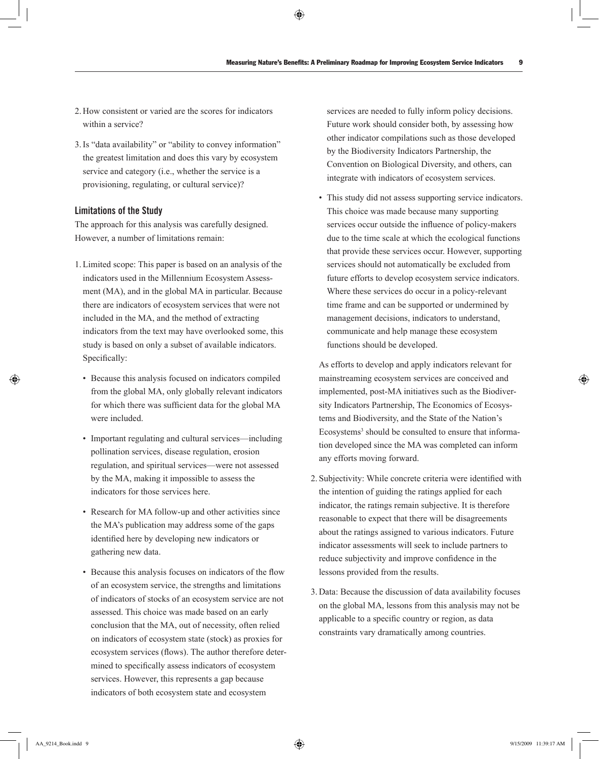2. How consistent or varied are the scores for indicators within a service?

3. Is "data availability" or "ability to convey information" the greatest limitation and does this vary by ecosystem service and category (i.e., whether the service is a provisioning, regulating, or cultural service)?

### Limitations of the Study

The approach for this analysis was carefully designed. However, a number of limitations remain:

1. Limited scope: This paper is based on an analysis of the indicators used in the Millennium Ecosystem Assessment (MA), and in the global MA in particular. Because there are indicators of ecosystem services that were not included in the MA, and the method of extracting indicators from the text may have overlooked some, this study is based on only a subset of available indicators. Specifically:

   - Because this analysis focused on indicators compiled from the global MA, only globally relevant indicators for which there was sufficient data for the global MA were included.
   - Important regulating and cultural services—including pollination services, disease regulation, erosion regulation, and spiritual services—were not assessed by the MA, making it impossible to assess the indicators for those services here.
   - Research for MA follow-up and other activities since the MA's publication may address some of the gaps identified here by developing new indicators or gathering new data.
   - Because this analysis focuses on indicators of the flow of an ecosystem service, the strengths and limitations of indicators of stocks of an ecosystem service are not assessed. This choice was made based on an early conclusion that the MA, out of necessity, often relied on indicators of ecosystem state (stock) as proxies for ecosystem services (flows). The author therefore determined to specifically assess indicators of ecosystem services. However, this represents a gap because indicators of both ecosystem state and ecosystem services are needed to fully inform policy decisions. Future work should consider both, by assessing how other indicator compilations such as those developed by the Biodiversity Indicators Partnership, the Convention on Biological Diversity, and others, can integrate with indicators of ecosystem services.
   - This study did not assess supporting service indicators. This choice was made because many supporting services occur outside the influence of policy-makers due to the time scale at which the ecological functions that provide these services occur. However, supporting services should not automatically be excluded from future efforts to develop ecosystem service indicators. Where these services do occur in a policy-relevant time frame and can be supported or undermined by management decisions, indicators to understand, communicate and help manage these ecosystem functions should be developed.

   As efforts to develop and apply indicators relevant for mainstreaming ecosystem services are conceived and implemented, post-MA initiatives such as the Biodiversity Indicators Partnership, The Economics of Ecosystems and Biodiversity, and the State of the Nation's Ecosystems[3] should be consulted to ensure that information developed since the MA was completed can inform any efforts moving forward.

2. Subjectivity: While concrete criteria were identified with the intention of guiding the ratings applied for each indicator, the ratings remain subjective. It is therefore reasonable to expect that there will be disagreements about the ratings assigned to various indicators. Future indicator assessments will seek to include partners to reduce subjectivity and improve confidence in the lessons provided from the results.

3. Data: Because the discussion of data availability focuses on the global MA, lessons from this analysis may not be applicable to a specific country or region, as data constraints vary dramatically among countries.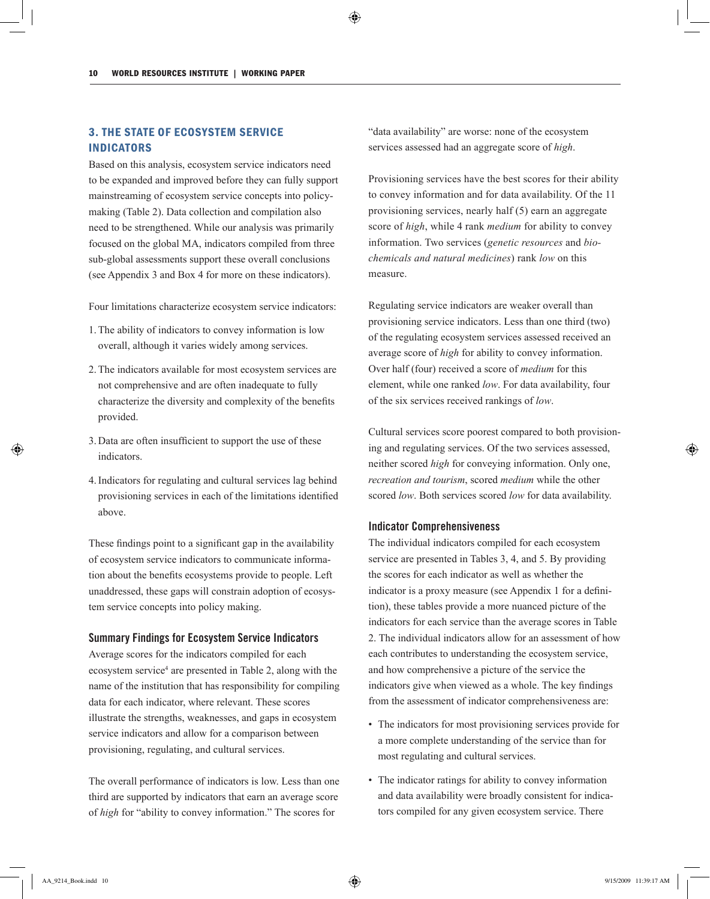## 3. THE STATE OF ECOSYSTEM SERVICE INDICATORS

Based on this analysis, ecosystem service indicators need to be expanded and improved before they can fully support mainstreaming of ecosystem service concepts into policy-making (Table 2). Data collection and compilation also need to be strengthened. While our analysis was primarily focused on the global MA, indicators compiled from three sub-global assessments support these overall conclusions (see Appendix 3 and Box 4 for more on these indicators).

Four limitations characterize ecosystem service indicators:

1. The ability of indicators to convey information is low overall, although it varies widely among services.
2. The indicators available for most ecosystem services are not comprehensive and are often inadequate to fully characterize the diversity and complexity of the benefits provided.
3. Data are often insufficient to support the use of these indicators.
4. Indicators for regulating and cultural services lag behind provisioning services in each of the limitations identified above.

These findings point to a significant gap in the availability of ecosystem service indicators to communicate information about the benefits ecosystems provide to people. Left unaddressed, these gaps will constrain adoption of ecosystem service concepts into policy making.

### Summary Findings for Ecosystem Service Indicators

Average scores for the indicators compiled for each ecosystem service[4] are presented in Table 2, along with the name of the institution that has responsibility for compiling data for each indicator, where relevant. These scores illustrate the strengths, weaknesses, and gaps in ecosystem service indicators and allow for a comparison between provisioning, regulating, and cultural services.

The overall performance of indicators is low. Less than one third are supported by indicators that earn an average score of *high* for "ability to convey information." The scores for "data availability" are worse: none of the ecosystem services assessed had an aggregate score of *high*.

Provisioning services have the best scores for their ability to convey information and for data availability. Of the 11 provisioning services, nearly half (5) earn an aggregate score of *high*, while 4 rank *medium* for ability to convey information. Two services (*genetic resources* and *bio-chemicals and natural medicines*) rank *low* on this measure.

Regulating service indicators are weaker overall than provisioning service indicators. Less than one third (two) of the regulating ecosystem services assessed received an average score of *high* for ability to convey information. Over half (four) received a score of *medium* for this element, while one ranked *low*. For data availability, four of the six services received rankings of *low*.

Cultural services score poorest compared to both provisioning and regulating services. Of the two services assessed, neither scored *high* for conveying information. Only one, *recreation and tourism*, scored *medium* while the other scored *low*. Both services scored *low* for data availability.

### Indicator Comprehensiveness

The individual indicators compiled for each ecosystem service are presented in Tables 3, 4, and 5. By providing the scores for each indicator as well as whether the indicator is a proxy measure (see Appendix 1 for a definition), these tables provide a more nuanced picture of the indicators for each service than the average scores in Table 2. The individual indicators allow for an assessment of how each contributes to understanding the ecosystem service, and how comprehensive a picture of the service the indicators give when viewed as a whole. The key findings from the assessment of indicator comprehensiveness are:

- The indicators for most provisioning services provide for a more complete understanding of the service than for most regulating and cultural services.
- The indicator ratings for ability to convey information and data availability were broadly consistent for indicators compiled for any given ecosystem service. There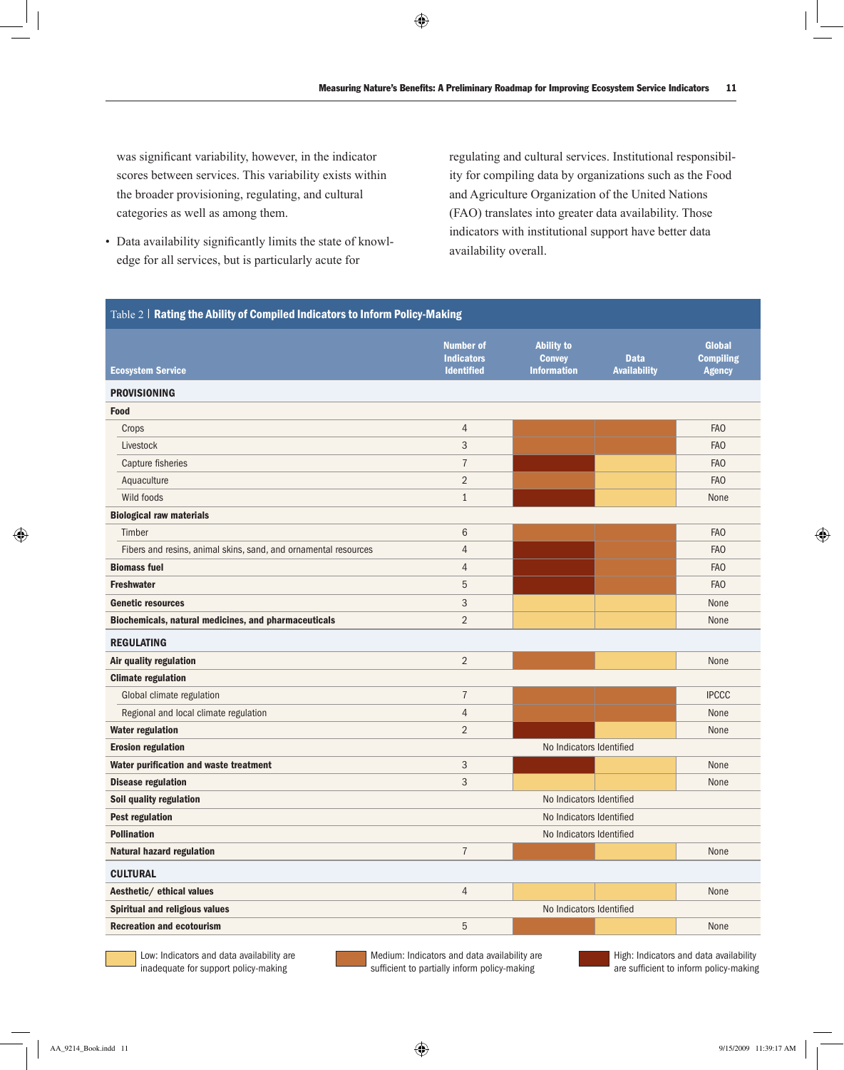was significant variability, however, in the indicator scores between services. This variability exists within the broader provisioning, regulating, and cultural categories as well as among them.

- Data availability significantly limits the state of knowledge for all services, but is particularly acute for regulating and cultural services. Institutional responsibility for compiling data by organizations such as the Food and Agriculture Organization of the United Nations (FAO) translates into greater data availability. Those indicators with institutional support have better data availability overall.

**Table 2 | Rating the Ability of Compiled Indicators to Inform Policy-Making**

| Ecosystem Service | Number of Indicators Identified | Ability to Convey Information | Data Availability | Global Compiling Agency |
|---|---|---|---|---|
| **PROVISIONING** | | | | |
| **Food** | | | | |
| Crops | 4 | Medium | Medium | FAO |
| Livestock | 3 | Medium | Medium | FAO |
| Capture fisheries | 7 | High | Low | FAO |
| Aquaculture | 2 | Medium | Low | FAO |
| Wild foods | 1 | High | Low | None |
| **Biological raw materials** | | | | |
| Timber | 6 | Medium | Medium | FAO |
| Fibers and resins, animal skins, sand, and ornamental resources | 4 | High | Medium | FAO |
| **Biomass fuel** | 4 | High | Medium | FAO |
| **Freshwater** | 5 | High | Medium | FAO |
| **Genetic resources** | 3 | Low | Low | None |
| **Biochemicals, natural medicines, and pharmaceuticals** | 2 | Low | Low | None |
| **REGULATING** | | | | |
| **Air quality regulation** | 2 | Medium | Low | None |
| **Climate regulation** | | | | |
| Global climate regulation | 7 | Medium | Medium | IPCCC |
| Regional and local climate regulation | 4 | Medium | Medium | None |
| **Water regulation** | 2 | High | Low | None |
| **Erosion regulation** | No Indicators Identified | | | |
| **Water purification and waste treatment** | 3 | High | Low | None |
| **Disease regulation** | 3 | Low | Low | None |
| **Soil quality regulation** | No Indicators Identified | | | |
| **Pest regulation** | No Indicators Identified | | | |
| **Pollination** | No Indicators Identified | | | |
| **Natural hazard regulation** | 7 | Medium | Low | None |
| **CULTURAL** | | | | |
| **Aesthetic/ ethical values** | 4 | Low | Low | None |
| **Spiritual and religious values** | No Indicators Identified | | | |
| **Recreation and ecotourism** | 5 | Medium | Low | None |

Low: Indicators and data availability are inadequate for support policy-making

Medium: Indicators and data availability are sufficient to partially inform policy-making

High: Indicators and data availability are sufficient to inform policy-making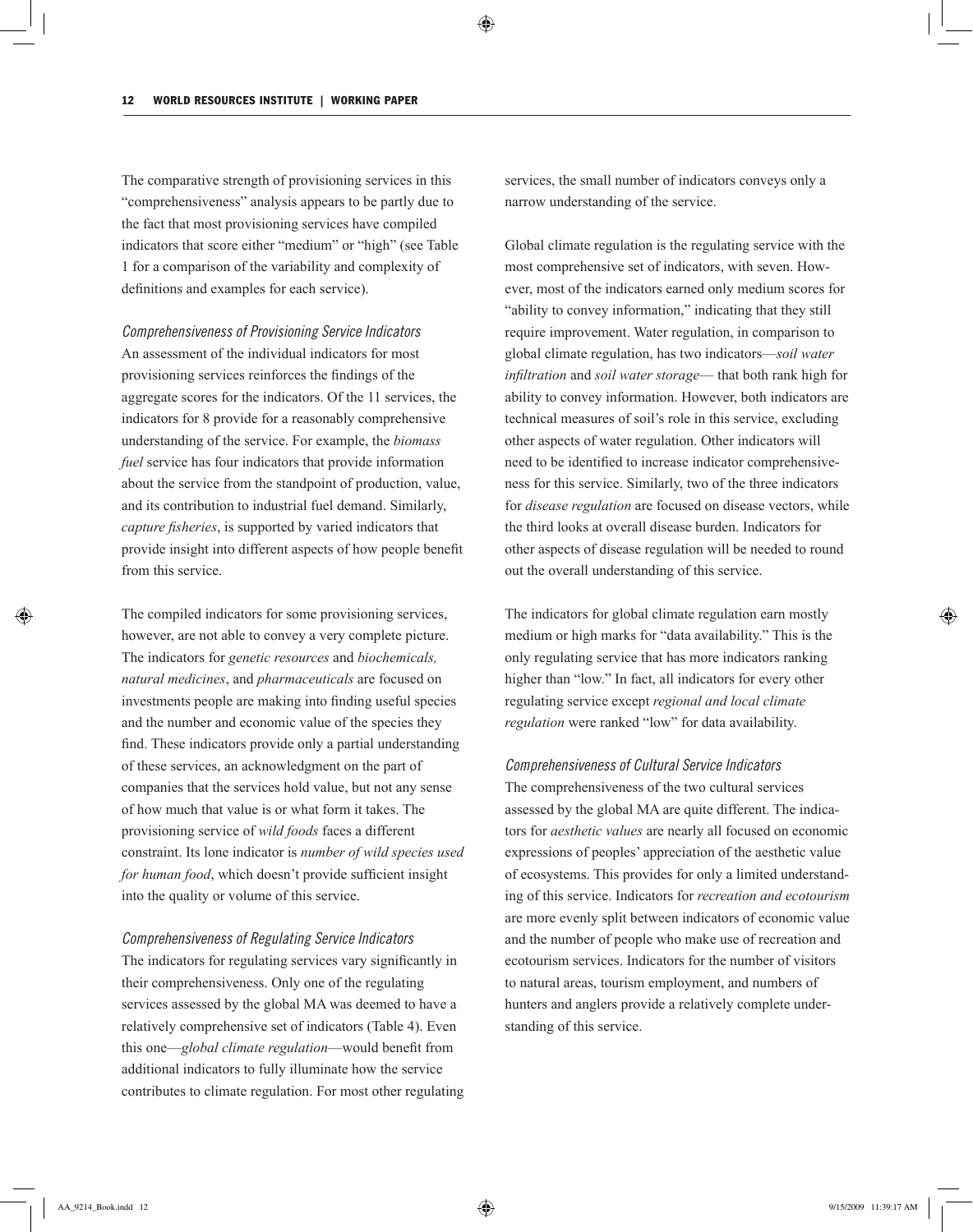The comparative strength of provisioning services in this "comprehensiveness" analysis appears to be partly due to the fact that most provisioning services have compiled indicators that score either "medium" or "high" (see Table 1 for a comparison of the variability and complexity of definitions and examples for each service).

### *Comprehensiveness of Provisioning Service Indicators*

An assessment of the individual indicators for most provisioning services reinforces the findings of the aggregate scores for the indicators. Of the 11 services, the indicators for 8 provide for a reasonably comprehensive understanding of the service. For example, the *biomass fuel* service has four indicators that provide information about the service from the standpoint of production, value, and its contribution to industrial fuel demand. Similarly, *capture fisheries*, is supported by varied indicators that provide insight into different aspects of how people benefit from this service.

The compiled indicators for some provisioning services, however, are not able to convey a very complete picture. The indicators for *genetic resources* and *biochemicals, natural medicines*, and *pharmaceuticals* are focused on investments people are making into finding useful species and the number and economic value of the species they find. These indicators provide only a partial understanding of these services, an acknowledgment on the part of companies that the services hold value, but not any sense of how much that value is or what form it takes. The provisioning service of *wild foods* faces a different constraint. Its lone indicator is *number of wild species used for human food*, which doesn't provide sufficient insight into the quality or volume of this service.

### *Comprehensiveness of Regulating Service Indicators*

The indicators for regulating services vary significantly in their comprehensiveness. Only one of the regulating services assessed by the global MA was deemed to have a relatively comprehensive set of indicators (Table 4). Even this one—*global climate regulation*—would benefit from additional indicators to fully illuminate how the service contributes to climate regulation. For most other regulating services, the small number of indicators conveys only a narrow understanding of the service.

Global climate regulation is the regulating service with the most comprehensive set of indicators, with seven. However, most of the indicators earned only medium scores for "ability to convey information," indicating that they still require improvement. Water regulation, in comparison to global climate regulation, has two indicators—*soil water infiltration* and *soil water storage*— that both rank high for ability to convey information. However, both indicators are technical measures of soil's role in this service, excluding other aspects of water regulation. Other indicators will need to be identified to increase indicator comprehensiveness for this service. Similarly, two of the three indicators for *disease regulation* are focused on disease vectors, while the third looks at overall disease burden. Indicators for other aspects of disease regulation will be needed to round out the overall understanding of this service.

The indicators for global climate regulation earn mostly medium or high marks for "data availability." This is the only regulating service that has more indicators ranking higher than "low." In fact, all indicators for every other regulating service except *regional and local climate regulation* were ranked "low" for data availability.

### *Comprehensiveness of Cultural Service Indicators*

The comprehensiveness of the two cultural services assessed by the global MA are quite different. The indicators for *aesthetic values* are nearly all focused on economic expressions of peoples' appreciation of the aesthetic value of ecosystems. This provides for only a limited understanding of this service. Indicators for *recreation and ecotourism* are more evenly split between indicators of economic value and the number of people who make use of recreation and ecotourism services. Indicators for the number of visitors to natural areas, tourism employment, and numbers of hunters and anglers provide a relatively complete understanding of this service.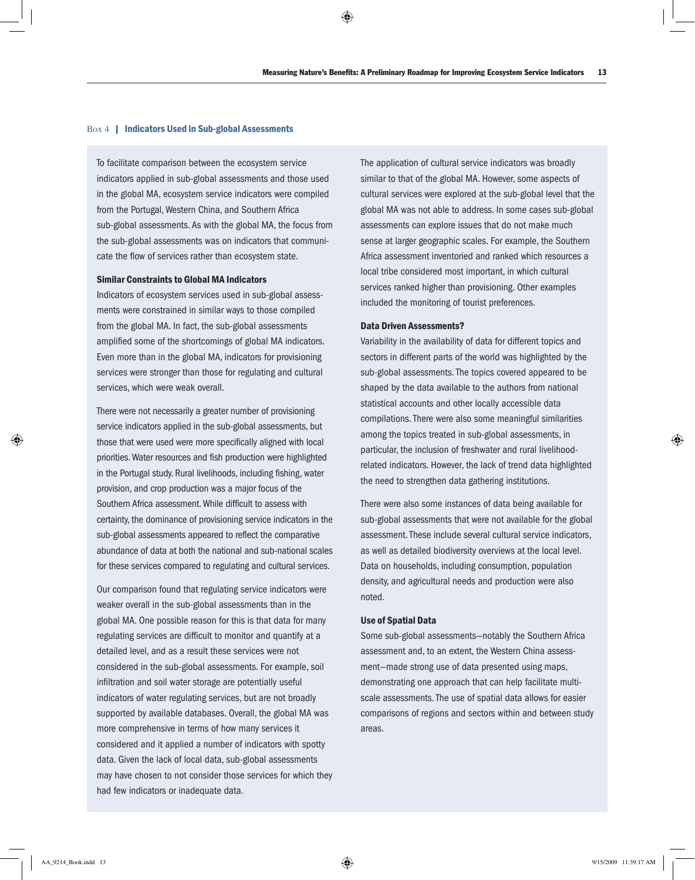### Box 4 | Indicators Used in Sub-global Assessments

To facilitate comparison between the ecosystem service indicators applied in sub-global assessments and those used in the global MA, ecosystem service indicators were compiled from the Portugal, Western China, and Southern Africa sub-global assessments. As with the global MA, the focus from the sub-global assessments was on indicators that communicate the flow of services rather than ecosystem state.

**Similar Constraints to Global MA Indicators**

Indicators of ecosystem services used in sub-global assessments were constrained in similar ways to those compiled from the global MA. In fact, the sub-global assessments amplified some of the shortcomings of global MA indicators. Even more than in the global MA, indicators for provisioning services were stronger than those for regulating and cultural services, which were weak overall.

There were not necessarily a greater number of provisioning service indicators applied in the sub-global assessments, but those that were used were more specifically aligned with local priorities. Water resources and fish production were highlighted in the Portugal study. Rural livelihoods, including fishing, water provision, and crop production was a major focus of the Southern Africa assessment. While difficult to assess with certainty, the dominance of provisioning service indicators in the sub-global assessments appeared to reflect the comparative abundance of data at both the national and sub-national scales for these services compared to regulating and cultural services.

Our comparison found that regulating service indicators were weaker overall in the sub-global assessments than in the global MA. One possible reason for this is that data for many regulating services are difficult to monitor and quantify at a detailed level, and as a result these services were not considered in the sub-global assessments. For example, soil infiltration and soil water storage are potentially useful indicators of water regulating services, but are not broadly supported by available databases. Overall, the global MA was more comprehensive in terms of how many services it considered and it applied a number of indicators with spotty data. Given the lack of local data, sub-global assessments may have chosen to not consider those services for which they had few indicators or inadequate data.

The application of cultural service indicators was broadly similar to that of the global MA. However, some aspects of cultural services were explored at the sub-global level that the global MA was not able to address. In some cases sub-global assessments can explore issues that do not make much sense at larger geographic scales. For example, the Southern Africa assessment inventoried and ranked which resources a local tribe considered most important, in which cultural services ranked higher than provisioning. Other examples included the monitoring of tourist preferences.

**Data Driven Assessments?**

Variability in the availability of data for different topics and sectors in different parts of the world was highlighted by the sub-global assessments. The topics covered appeared to be shaped by the data available to the authors from national statistical accounts and other locally accessible data compilations. There were also some meaningful similarities among the topics treated in sub-global assessments, in particular, the inclusion of freshwater and rural livelihood-related indicators. However, the lack of trend data highlighted the need to strengthen data gathering institutions.

There were also some instances of data being available for sub-global assessments that were not available for the global assessment. These include several cultural service indicators, as well as detailed biodiversity overviews at the local level. Data on households, including consumption, population density, and agricultural needs and production were also noted.

**Use of Spatial Data**

Some sub-global assessments—notably the Southern Africa assessment and, to an extent, the Western China assessment—made strong use of data presented using maps, demonstrating one approach that can help facilitate multi-scale assessments. The use of spatial data allows for easier comparisons of regions and sectors within and between study areas.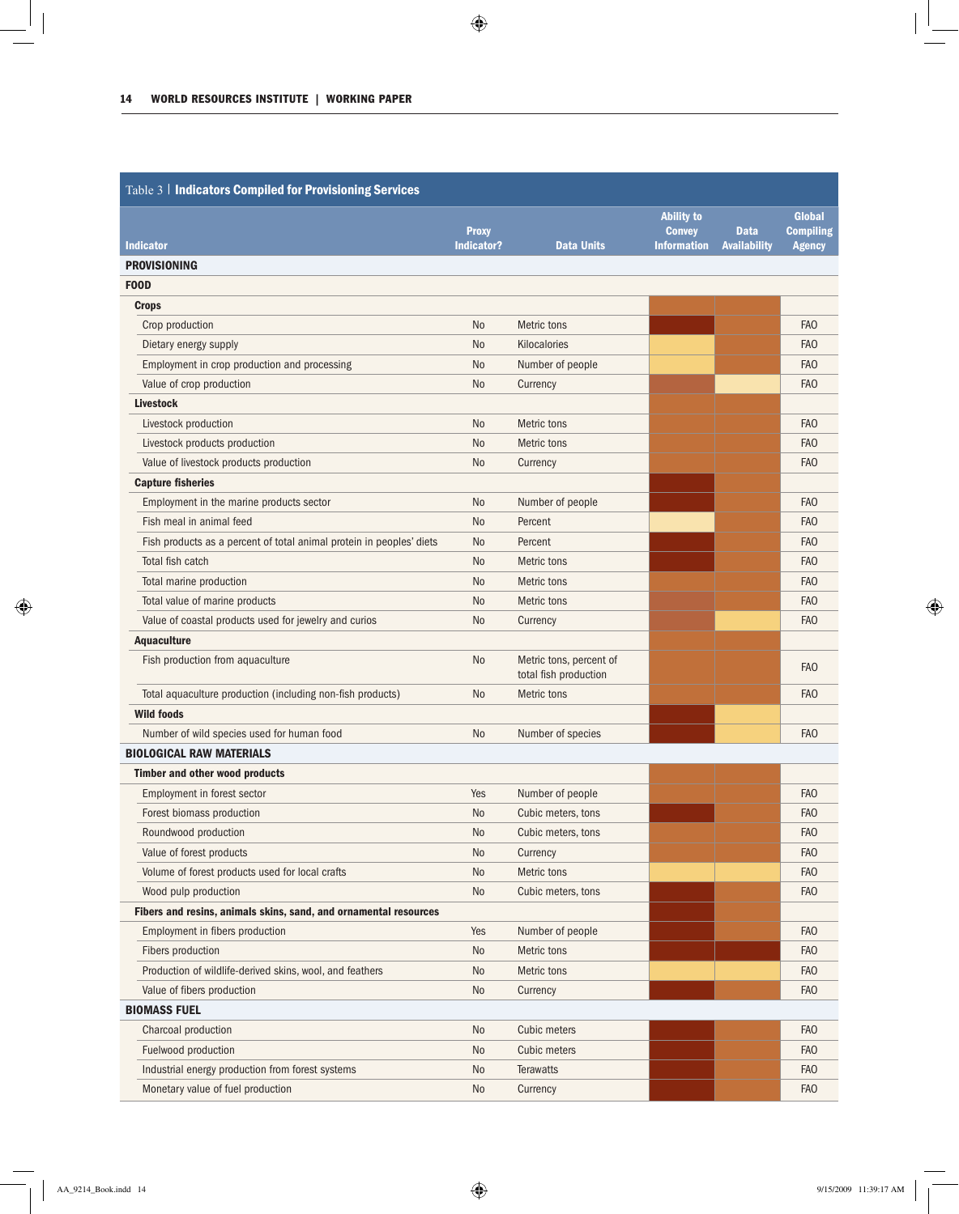Table 3 | **Indicators Compiled for Provisioning Services**

| Indicator | Proxy Indicator? | Data Units | Ability to Convey Information | Data Availability | Global Compiling Agency |
|---|---|---|---|---|---|
| **PROVISIONING** | | | | | |
| **FOOD** | | | | | |
| **Crops** | | | | | |
| Crop production | No | Metric tons | | | FAO |
| Dietary energy supply | No | Kilocalories | | | FAO |
| Employment in crop production and processing | No | Number of people | | | FAO |
| Value of crop production | No | Currency | | | FAO |
| **Livestock** | | | | | |
| Livestock production | No | Metric tons | | | FAO |
| Livestock products production | No | Metric tons | | | FAO |
| Value of livestock products production | No | Currency | | | FAO |
| **Capture fisheries** | | | | | |
| Employment in the marine products sector | No | Number of people | | | FAO |
| Fish meal in animal feed | No | Percent | | | FAO |
| Fish products as a percent of total animal protein in peoples' diets | No | Percent | | | FAO |
| Total fish catch | No | Metric tons | | | FAO |
| Total marine production | No | Metric tons | | | FAO |
| Total value of marine products | No | Metric tons | | | FAO |
| Value of coastal products used for jewelry and curios | No | Currency | | | FAO |
| **Aquaculture** | | | | | |
| Fish production from aquaculture | No | Metric tons, percent of total fish production | | | FAO |
| Total aquaculture production (including non-fish products) | No | Metric tons | | | FAO |
| **Wild foods** | | | | | |
| Number of wild species used for human food | No | Number of species | | | FAO |
| **BIOLOGICAL RAW MATERIALS** | | | | | |
| **Timber and other wood products** | | | | | |
| Employment in forest sector | Yes | Number of people | | | FAO |
| Forest biomass production | No | Cubic meters, tons | | | FAO |
| Roundwood production | No | Cubic meters, tons | | | FAO |
| Value of forest products | No | Currency | | | FAO |
| Volume of forest products used for local crafts | No | Metric tons | | | FAO |
| Wood pulp production | No | Cubic meters, tons | | | FAO |
| **Fibers and resins, animals skins, sand, and ornamental resources** | | | | | |
| Employment in fibers production | Yes | Number of people | | | FAO |
| Fibers production | No | Metric tons | | | FAO |
| Production of wildlife-derived skins, wool, and feathers | No | Metric tons | | | FAO |
| Value of fibers production | No | Currency | | | FAO |
| **BIOMASS FUEL** | | | | | |
| Charcoal production | No | Cubic meters | | | FAO |
| Fuelwood production | No | Cubic meters | | | FAO |
| Industrial energy production from forest systems | No | Terawatts | | | FAO |
| Monetary value of fuel production | No | Currency | | | FAO |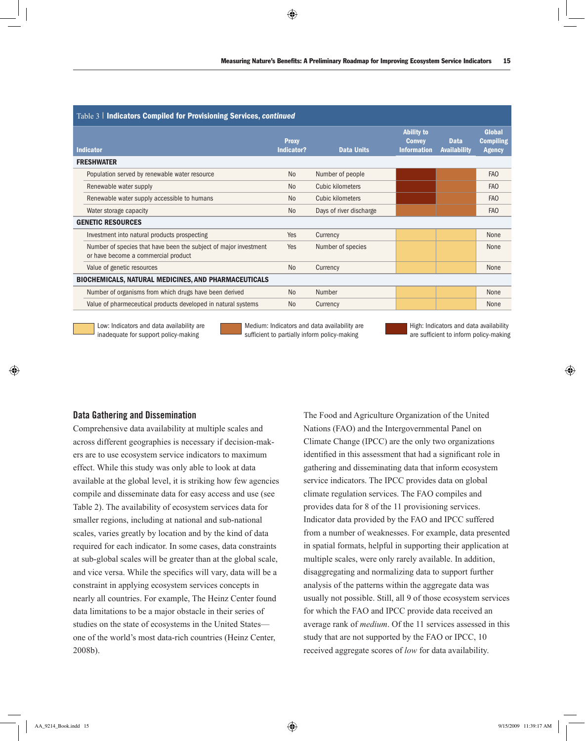Table 3 | **Indicators Compiled for Provisioning Services, *continued***

| Indicator | Proxy Indicator? | Data Units | Ability to Convey Information | Data Availability | Global Compiling Agency |
|---|---|---|---|---|---|
| **FRESHWATER** | | | | | |
| Population served by renewable water resource | No | Number of people | High | Medium | FAO |
| Renewable water supply | No | Cubic kilometers | High | Medium | FAO |
| Renewable water supply accessible to humans | No | Cubic kilometers | High | Medium | FAO |
| Water storage capacity | No | Days of river discharge | Medium | Medium | FAO |
| **GENETIC RESOURCES** | | | | | |
| Investment into natural products prospecting | Yes | Currency | Low | Low | None |
| Number of species that have been the subject of major investment or have become a commercial product | Yes | Number of species | Low | Low | None |
| Value of genetic resources | No | Currency | Low | Low | None |
| **BIOCHEMICALS, NATURAL MEDICINES, AND PHARMACEUTICALS** | | | | | |
| Number of organisms from which drugs have been derived | No | Number | Low | Low | None |
| Value of pharmaceutical products developed in natural systems | No | Currency | Low | Low | None |

Low: Indicators and data availability are inadequate for support policy-making

Medium: Indicators and data availability are sufficient to partially inform policy-making

High: Indicators and data availability are sufficient to inform policy-making

## Data Gathering and Dissemination

Comprehensive data availability at multiple scales and across different geographies is necessary if decision-makers are to use ecosystem service indicators to maximum effect. While this study was only able to look at data available at the global level, it is striking how few agencies compile and disseminate data for easy access and use (see Table 2). The availability of ecosystem services data for smaller regions, including at national and sub-national scales, varies greatly by location and by the kind of data required for each indicator. In some cases, data constraints at sub-global scales will be greater than at the global scale, and vice versa. While the specifics will vary, data will be a constraint in applying ecosystem services concepts in nearly all countries. For example, The Heinz Center found data limitations to be a major obstacle in their series of studies on the state of ecosystems in the United States—one of the world's most data-rich countries (Heinz Center, 2008b).

The Food and Agriculture Organization of the United Nations (FAO) and the Intergovernmental Panel on Climate Change (IPCC) are the only two organizations identified in this assessment that had a significant role in gathering and disseminating data that inform ecosystem service indicators. The IPCC provides data on global climate regulation services. The FAO compiles and provides data for 8 of the 11 provisioning services. Indicator data provided by the FAO and IPCC suffered from a number of weaknesses. For example, data presented in spatial formats, helpful in supporting their application at multiple scales, were only rarely available. In addition, disaggregating and normalizing data to support further analysis of the patterns within the aggregate data was usually not possible. Still, all 9 of those ecosystem services for which the FAO and IPCC provide data received an average rank of *medium*. Of the 11 services assessed in this study that are not supported by the FAO or IPCC, 10 received aggregate scores of *low* for data availability.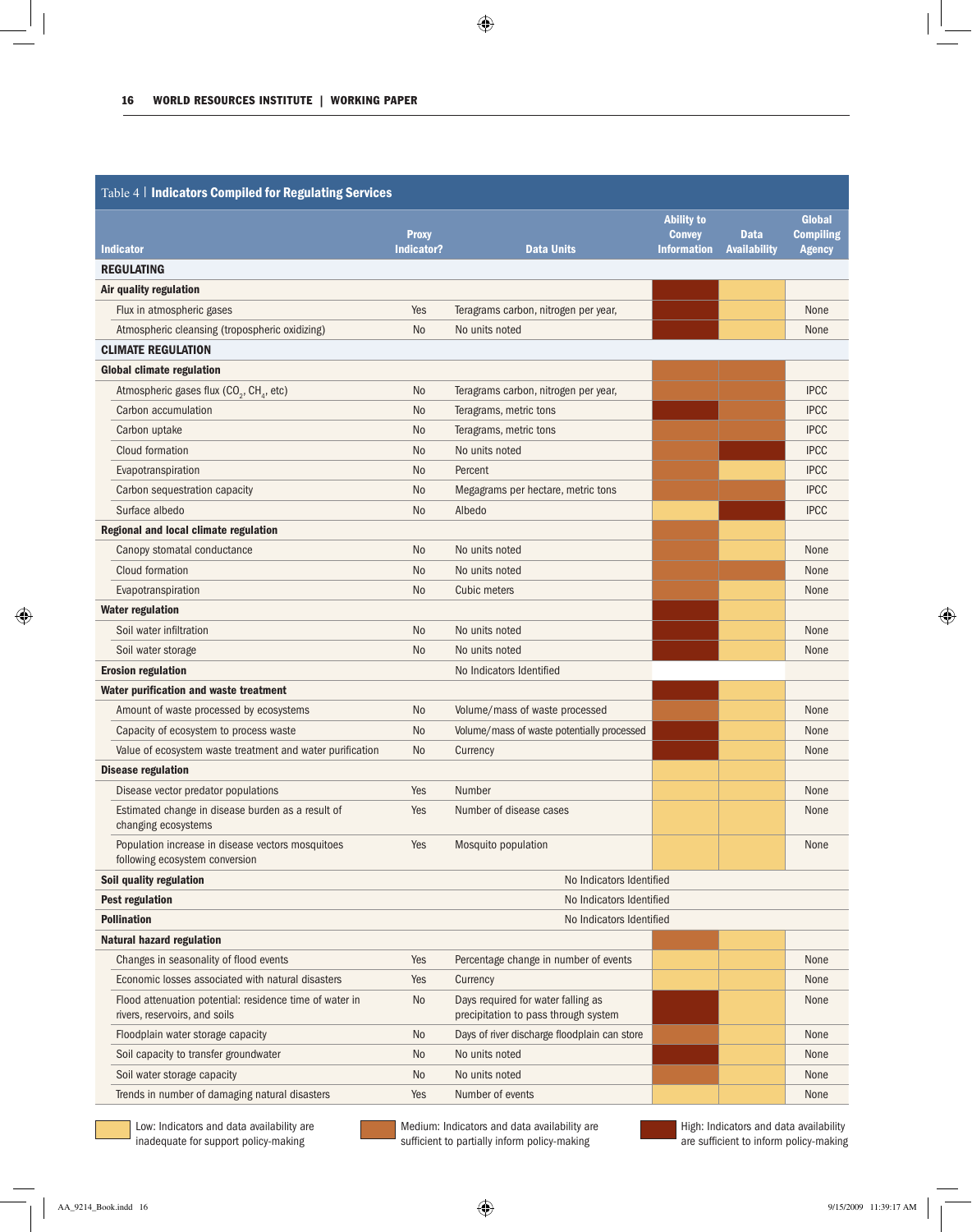**Table 4 | Indicators Compiled for Regulating Services**

| Indicator | Proxy Indicator? | Data Units | Ability to Convey Information | Data Availability | Global Compiling Agency |
|---|---|---|---|---|---|
| **REGULATING** | | | | | |
| **Air quality regulation** | | | High | Low | |
| Flux in atmospheric gases | Yes | Teragrams carbon, nitrogen per year, | High | Low | None |
| Atmospheric cleansing (tropospheric oxidizing) | No | No units noted | High | Low | None |
| **CLIMATE REGULATION** | | | | | |
| **Global climate regulation** | | | Medium | Medium | |
| Atmospheric gases flux ($CO_2$, $CH_4$, etc) | No | Teragrams carbon, nitrogen per year, | Medium | Medium | IPCC |
| Carbon accumulation | No | Teragrams, metric tons | High | Medium | IPCC |
| Carbon uptake | No | Teragrams, metric tons | Medium | Medium | IPCC |
| Cloud formation | No | No units noted | Medium | High | IPCC |
| Evapotranspiration | No | Percent | Medium | Low | IPCC |
| Carbon sequestration capacity | No | Megagrams per hectare, metric tons | Medium | Medium | IPCC |
| Surface albedo | No | Albedo | Low | High | IPCC |
| **Regional and local climate regulation** | | | Medium | Low | |
| Canopy stomatal conductance | No | No units noted | Medium | Low | None |
| Cloud formation | No | No units noted | Medium | Medium | None |
| Evapotranspiration | No | Cubic meters | Medium | Low | None |
| **Water regulation** | | | High | Low | |
| Soil water infiltration | No | No units noted | High | Low | None |
| Soil water storage | No | No units noted | High | Low | None |
| **Erosion regulation** | | No Indicators Identified | | | |
| **Water purification and waste treatment** | | | High | Low | |
| Amount of waste processed by ecosystems | No | Volume/mass of waste processed | Medium | Low | None |
| Capacity of ecosystem to process waste | No | Volume/mass of waste potentially processed | High | Low | None |
| Value of ecosystem waste treatment and water purification | No | Currency | High | Low | None |
| **Disease regulation** | | | Low | Low | |
| Disease vector predator populations | Yes | Number | Low | Low | None |
| Estimated change in disease burden as a result of changing ecosystems | Yes | Number of disease cases | Low | Low | None |
| Population increase in disease vectors mosquitoes following ecosystem conversion | Yes | Mosquito population | Low | Low | None |
| **Soil quality regulation** | | No Indicators Identified | | | |
| **Pest regulation** | | No Indicators Identified | | | |
| **Pollination** | | No Indicators Identified | | | |
| **Natural hazard regulation** | | | Medium | Low | |
| Changes in seasonality of flood events | Yes | Percentage change in number of events | Low | Low | None |
| Economic losses associated with natural disasters | Yes | Currency | Low | Low | None |
| Flood attenuation potential: residence time of water in rivers, reservoirs, and soils | No | Days required for water falling as precipitation to pass through system | High | Low | None |
| Floodplain water storage capacity | No | Days of river discharge floodplain can store | Medium | Low | None |
| Soil capacity to transfer groundwater | No | No units noted | High | Low | None |
| Soil water storage capacity | No | No units noted | Medium | Low | None |
| Trends in number of damaging natural disasters | Yes | Number of events | Low | Low | None |

Low: Indicators and data availability are inadequate for support policy-making

Medium: Indicators and data availability are sufficient to partially inform policy-making

High: Indicators and data availability are sufficient to inform policy-making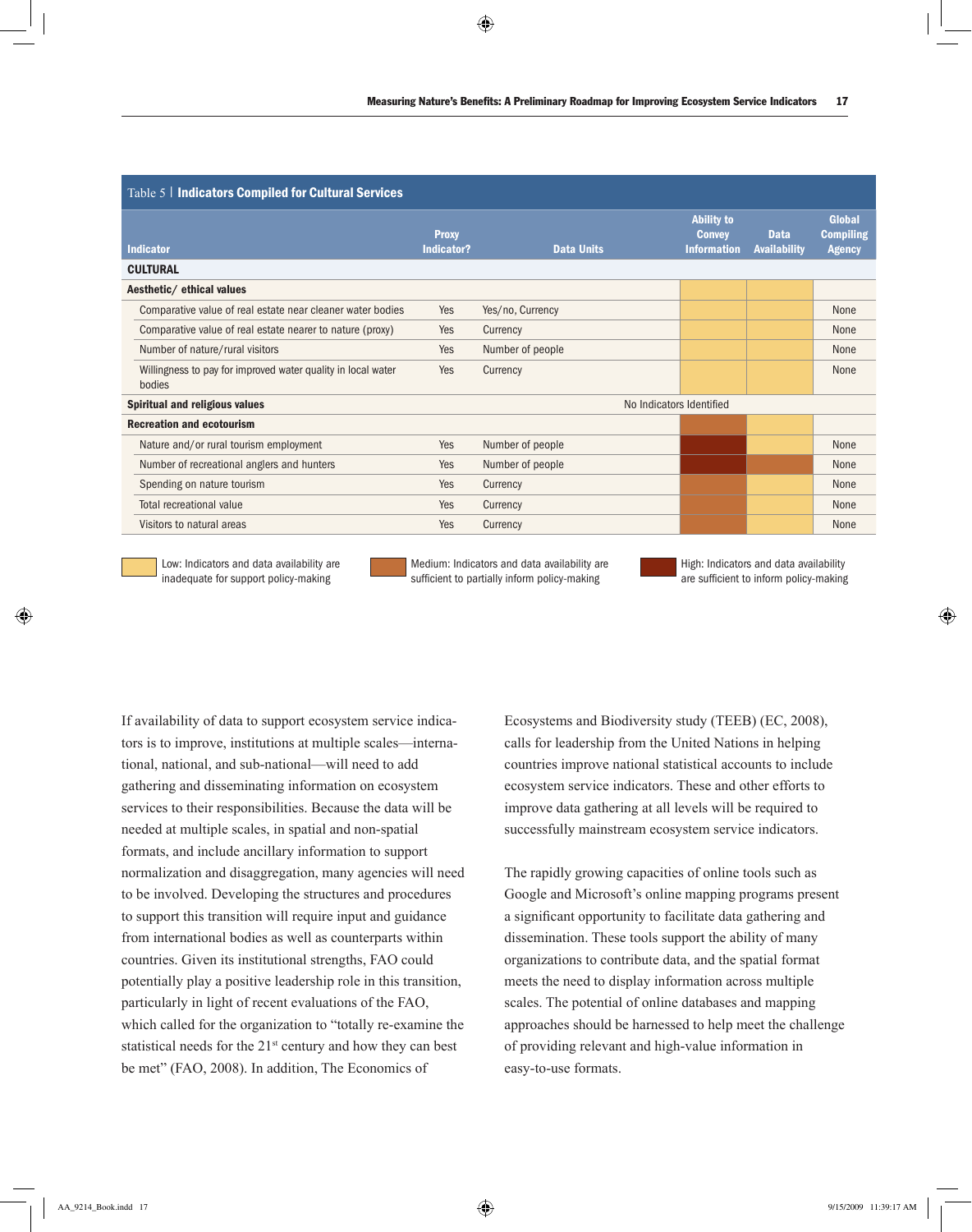Table 5 | **Indicators Compiled for Cultural Services**

| Indicator | Proxy Indicator? | Data Units | Ability to Convey Information | Data Availability | Global Compiling Agency |
|---|---|---|---|---|---|
| **CULTURAL** | | | | | |
| **Aesthetic/ ethical values** | | | Low | Low | |
| Comparative value of real estate near cleaner water bodies | Yes | Yes/no, Currency | Low | Low | None |
| Comparative value of real estate nearer to nature (proxy) | Yes | Currency | Low | Low | None |
| Number of nature/rural visitors | Yes | Number of people | Low | Low | None |
| Willingness to pay for improved water quality in local water bodies | Yes | Currency | Low | Low | None |
| **Spiritual and religious values** | | No Indicators Identified | | | |
| **Recreation and ecotourism** | | | Medium | Low | |
| Nature and/or rural tourism employment | Yes | Number of people | High | Low | None |
| Number of recreational anglers and hunters | Yes | Number of people | High | Medium | None |
| Spending on nature tourism | Yes | Currency | Medium | Low | None |
| Total recreational value | Yes | Currency | Medium | Low | None |
| Visitors to natural areas | Yes | Currency | Medium | Low | None |

Low: Indicators and data availability are inadequate for support policy-making

Medium: Indicators and data availability are sufficient to partially inform policy-making

High: Indicators and data availability are sufficient to inform policy-making

If availability of data to support ecosystem service indicators is to improve, institutions at multiple scales—international, national, and sub-national—will need to add gathering and disseminating information on ecosystem services to their responsibilities. Because the data will be needed at multiple scales, in spatial and non-spatial formats, and include ancillary information to support normalization and disaggregation, many agencies will need to be involved. Developing the structures and procedures to support this transition will require input and guidance from international bodies as well as counterparts within countries. Given its institutional strengths, FAO could potentially play a positive leadership role in this transition, particularly in light of recent evaluations of the FAO, which called for the organization to "totally re-examine the statistical needs for the 21st century and how they can best be met" (FAO, 2008). In addition, The Economics of Ecosystems and Biodiversity study (TEEB) (EC, 2008), calls for leadership from the United Nations in helping countries improve national statistical accounts to include ecosystem service indicators. These and other efforts to improve data gathering at all levels will be required to successfully mainstream ecosystem service indicators.

The rapidly growing capacities of online tools such as Google and Microsoft's online mapping programs present a significant opportunity to facilitate data gathering and dissemination. These tools support the ability of many organizations to contribute data, and the spatial format meets the need to display information across multiple scales. The potential of online databases and mapping approaches should be harnessed to help meet the challenge of providing relevant and high-value information in easy-to-use formats.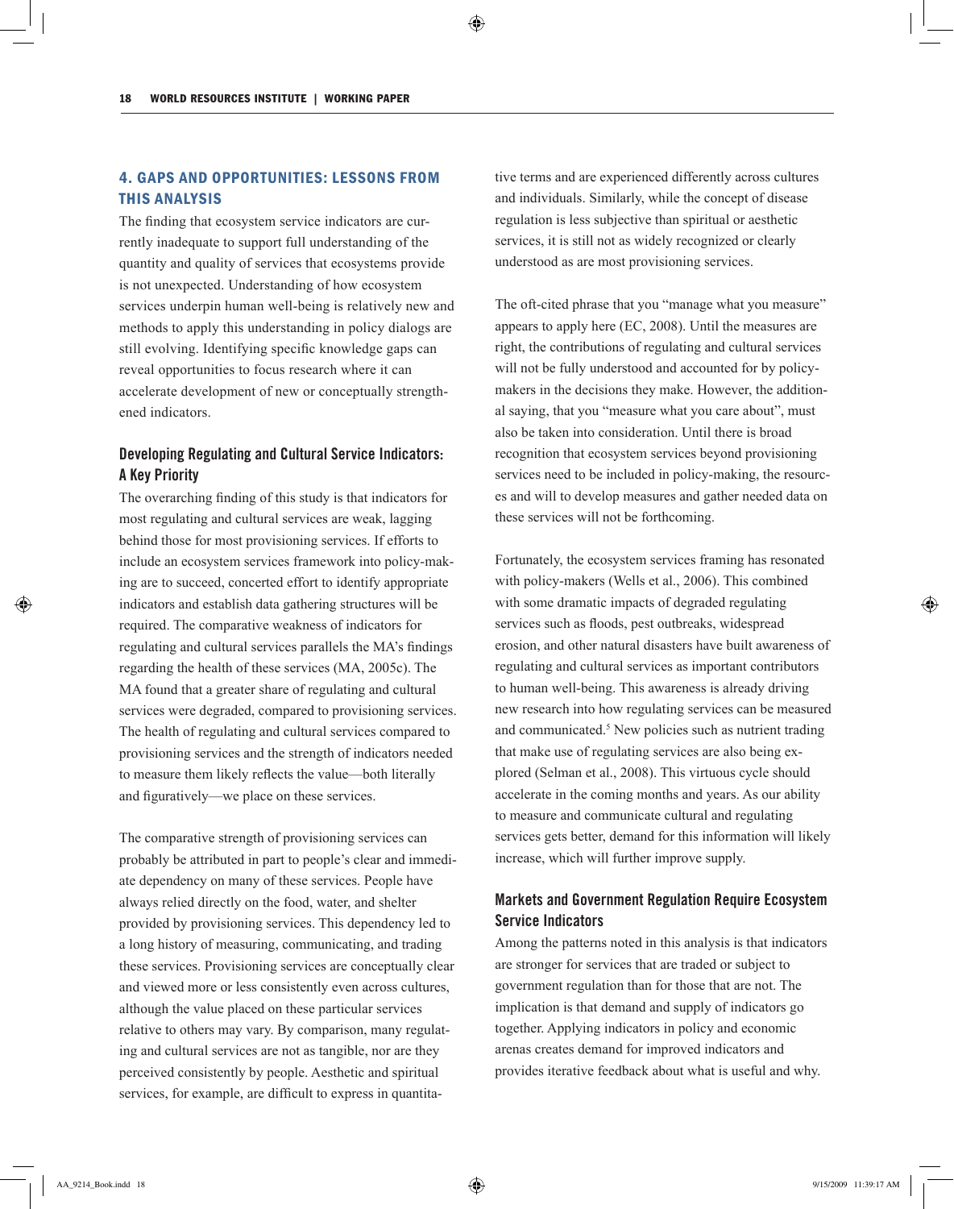## 4. GAPS AND OPPORTUNITIES: LESSONS FROM THIS ANALYSIS

The finding that ecosystem service indicators are currently inadequate to support full understanding of the quantity and quality of services that ecosystems provide is not unexpected. Understanding of how ecosystem services underpin human well-being is relatively new and methods to apply this understanding in policy dialogs are still evolving. Identifying specific knowledge gaps can reveal opportunities to focus research where it can accelerate development of new or conceptually strengthened indicators.

### Developing Regulating and Cultural Service Indicators: A Key Priority

The overarching finding of this study is that indicators for most regulating and cultural services are weak, lagging behind those for most provisioning services. If efforts to include an ecosystem services framework into policy-making are to succeed, concerted effort to identify appropriate indicators and establish data gathering structures will be required. The comparative weakness of indicators for regulating and cultural services parallels the MA's findings regarding the health of these services (MA, 2005c). The MA found that a greater share of regulating and cultural services were degraded, compared to provisioning services. The health of regulating and cultural services compared to provisioning services and the strength of indicators needed to measure them likely reflects the value—both literally and figuratively—we place on these services.

The comparative strength of provisioning services can probably be attributed in part to people's clear and immediate dependency on many of these services. People have always relied directly on the food, water, and shelter provided by provisioning services. This dependency led to a long history of measuring, communicating, and trading these services. Provisioning services are conceptually clear and viewed more or less consistently even across cultures, although the value placed on these particular services relative to others may vary. By comparison, many regulating and cultural services are not as tangible, nor are they perceived consistently by people. Aesthetic and spiritual services, for example, are difficult to express in quantitative terms and are experienced differently across cultures and individuals. Similarly, while the concept of disease regulation is less subjective than spiritual or aesthetic services, it is still not as widely recognized or clearly understood as are most provisioning services.

The oft-cited phrase that you "manage what you measure" appears to apply here (EC, 2008). Until the measures are right, the contributions of regulating and cultural services will not be fully understood and accounted for by policy-makers in the decisions they make. However, the additional saying, that you "measure what you care about", must also be taken into consideration. Until there is broad recognition that ecosystem services beyond provisioning services need to be included in policy-making, the resources and will to develop measures and gather needed data on these services will not be forthcoming.

Fortunately, the ecosystem services framing has resonated with policy-makers (Wells et al., 2006). This combined with some dramatic impacts of degraded regulating services such as floods, pest outbreaks, widespread erosion, and other natural disasters have built awareness of regulating and cultural services as important contributors to human well-being. This awareness is already driving new research into how regulating services can be measured and communicated.[5] New policies such as nutrient trading that make use of regulating services are also being explored (Selman et al., 2008). This virtuous cycle should accelerate in the coming months and years. As our ability to measure and communicate cultural and regulating services gets better, demand for this information will likely increase, which will further improve supply.

### Markets and Government Regulation Require Ecosystem Service Indicators

Among the patterns noted in this analysis is that indicators are stronger for services that are traded or subject to government regulation than for those that are not. The implication is that demand and supply of indicators go together. Applying indicators in policy and economic arenas creates demand for improved indicators and provides iterative feedback about what is useful and why.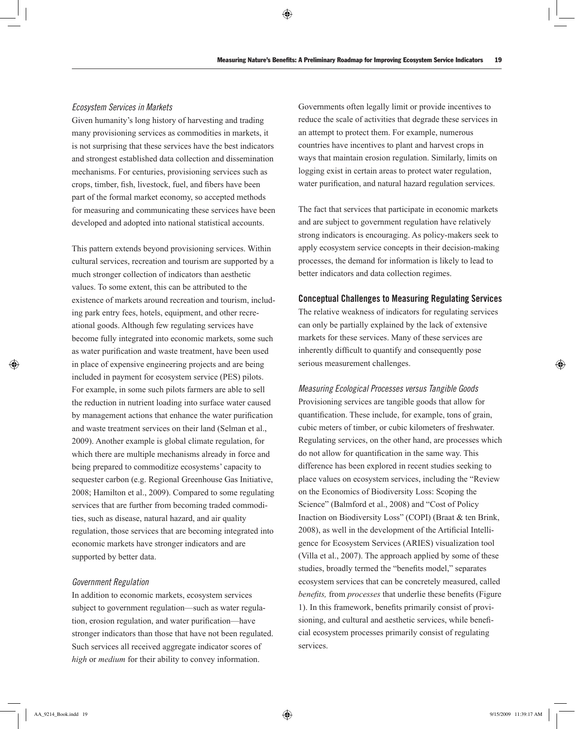### *Ecosystem Services in Markets*

Given humanity's long history of harvesting and trading many provisioning services as commodities in markets, it is not surprising that these services have the best indicators and strongest established data collection and dissemination mechanisms. For centuries, provisioning services such as crops, timber, fish, livestock, fuel, and fibers have been part of the formal market economy, so accepted methods for measuring and communicating these services have been developed and adopted into national statistical accounts.

This pattern extends beyond provisioning services. Within cultural services, recreation and tourism are supported by a much stronger collection of indicators than aesthetic values. To some extent, this can be attributed to the existence of markets around recreation and tourism, including park entry fees, hotels, equipment, and other recreational goods. Although few regulating services have become fully integrated into economic markets, some such as water purification and waste treatment, have been used in place of expensive engineering projects and are being included in payment for ecosystem service (PES) pilots. For example, in some such pilots farmers are able to sell the reduction in nutrient loading into surface water caused by management actions that enhance the water purification and waste treatment services on their land (Selman et al., 2009). Another example is global climate regulation, for which there are multiple mechanisms already in force and being prepared to commoditize ecosystems' capacity to sequester carbon (e.g. Regional Greenhouse Gas Initiative, 2008; Hamilton et al., 2009). Compared to some regulating services that are further from becoming traded commodities, such as disease, natural hazard, and air quality regulation, those services that are becoming integrated into economic markets have stronger indicators and are supported by better data.

### *Government Regulation*

In addition to economic markets, ecosystem services subject to government regulation—such as water regulation, erosion regulation, and water purification—have stronger indicators than those that have not been regulated. Such services all received aggregate indicator scores of *high* or *medium* for their ability to convey information. Governments often legally limit or provide incentives to reduce the scale of activities that degrade these services in an attempt to protect them. For example, numerous countries have incentives to plant and harvest crops in ways that maintain erosion regulation. Similarly, limits on logging exist in certain areas to protect water regulation, water purification, and natural hazard regulation services.

The fact that services that participate in economic markets and are subject to government regulation have relatively strong indicators is encouraging. As policy-makers seek to apply ecosystem service concepts in their decision-making processes, the demand for information is likely to lead to better indicators and data collection regimes.

## Conceptual Challenges to Measuring Regulating Services

The relative weakness of indicators for regulating services can only be partially explained by the lack of extensive markets for these services. Many of these services are inherently difficult to quantify and consequently pose serious measurement challenges.

### *Measuring Ecological Processes versus Tangible Goods*

Provisioning services are tangible goods that allow for quantification. These include, for example, tons of grain, cubic meters of timber, or cubic kilometers of freshwater. Regulating services, on the other hand, are processes which do not allow for quantification in the same way. This difference has been explored in recent studies seeking to place values on ecosystem services, including the "Review on the Economics of Biodiversity Loss: Scoping the Science" (Balmford et al., 2008) and "Cost of Policy Inaction on Biodiversity Loss" (COPI) (Braat & ten Brink, 2008), as well in the development of the Artificial Intelligence for Ecosystem Services (ARIES) visualization tool (Villa et al., 2007). The approach applied by some of these studies, broadly termed the "benefits model," separates ecosystem services that can be concretely measured, called *benefits,* from *processes* that underlie these benefits (Figure 1). In this framework, benefits primarily consist of provisioning, and cultural and aesthetic services, while beneficial ecosystem processes primarily consist of regulating services.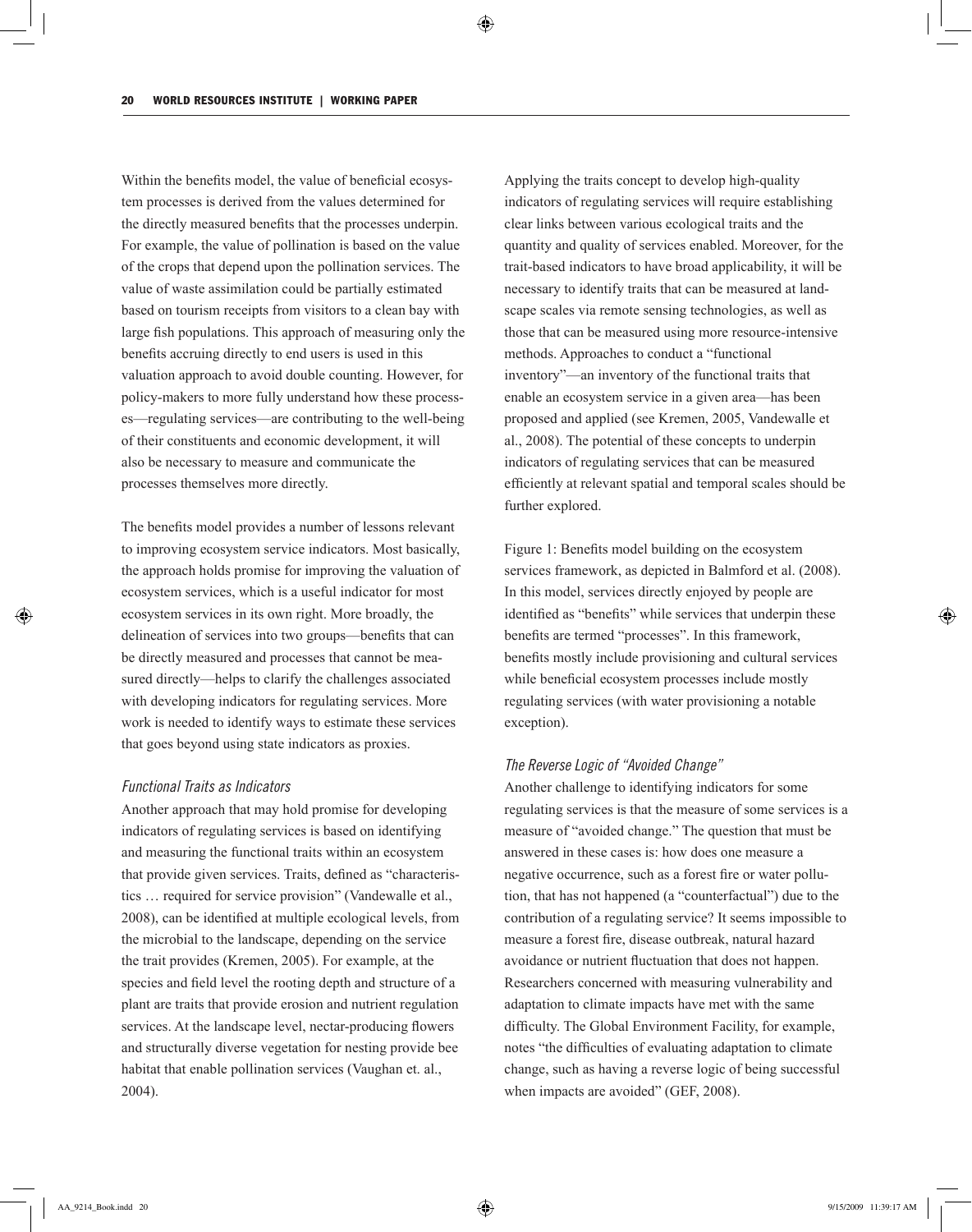Within the benefits model, the value of beneficial ecosystem processes is derived from the values determined for the directly measured benefits that the processes underpin. For example, the value of pollination is based on the value of the crops that depend upon the pollination services. The value of waste assimilation could be partially estimated based on tourism receipts from visitors to a clean bay with large fish populations. This approach of measuring only the benefits accruing directly to end users is used in this valuation approach to avoid double counting. However, for policy-makers to more fully understand how these processes—regulating services—are contributing to the well-being of their constituents and economic development, it will also be necessary to measure and communicate the processes themselves more directly.

The benefits model provides a number of lessons relevant to improving ecosystem service indicators. Most basically, the approach holds promise for improving the valuation of ecosystem services, which is a useful indicator for most ecosystem services in its own right. More broadly, the delineation of services into two groups—benefits that can be directly measured and processes that cannot be measured directly—helps to clarify the challenges associated with developing indicators for regulating services. More work is needed to identify ways to estimate these services that goes beyond using state indicators as proxies.

### *Functional Traits as Indicators*

Another approach that may hold promise for developing indicators of regulating services is based on identifying and measuring the functional traits within an ecosystem that provide given services. Traits, defined as "characteristics … required for service provision" (Vandewalle et al., 2008), can be identified at multiple ecological levels, from the microbial to the landscape, depending on the service the trait provides (Kremen, 2005). For example, at the species and field level the rooting depth and structure of a plant are traits that provide erosion and nutrient regulation services. At the landscape level, nectar-producing flowers and structurally diverse vegetation for nesting provide bee habitat that enable pollination services (Vaughan et. al., 2004).

Applying the traits concept to develop high-quality indicators of regulating services will require establishing clear links between various ecological traits and the quantity and quality of services enabled. Moreover, for the trait-based indicators to have broad applicability, it will be necessary to identify traits that can be measured at landscape scales via remote sensing technologies, as well as those that can be measured using more resource-intensive methods. Approaches to conduct a "functional inventory"—an inventory of the functional traits that enable an ecosystem service in a given area—has been proposed and applied (see Kremen, 2005, Vandewalle et al., 2008). The potential of these concepts to underpin indicators of regulating services that can be measured efficiently at relevant spatial and temporal scales should be further explored.

Figure 1: Benefits model building on the ecosystem services framework, as depicted in Balmford et al. (2008). In this model, services directly enjoyed by people are identified as "benefits" while services that underpin these benefits are termed "processes". In this framework, benefits mostly include provisioning and cultural services while beneficial ecosystem processes include mostly regulating services (with water provisioning a notable exception).

### *The Reverse Logic of "Avoided Change"*

Another challenge to identifying indicators for some regulating services is that the measure of some services is a measure of "avoided change." The question that must be answered in these cases is: how does one measure a negative occurrence, such as a forest fire or water pollution, that has not happened (a "counterfactual") due to the contribution of a regulating service? It seems impossible to measure a forest fire, disease outbreak, natural hazard avoidance or nutrient fluctuation that does not happen. Researchers concerned with measuring vulnerability and adaptation to climate impacts have met with the same difficulty. The Global Environment Facility, for example, notes "the difficulties of evaluating adaptation to climate change, such as having a reverse logic of being successful when impacts are avoided" (GEF, 2008).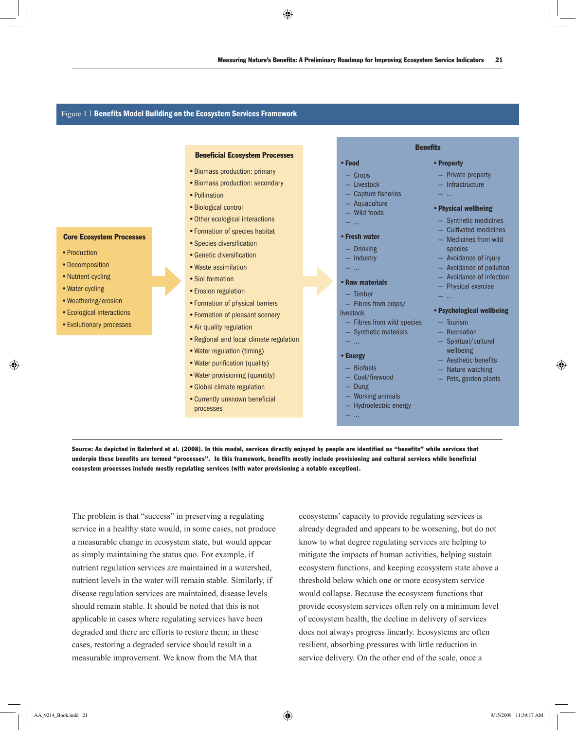**Figure 1 | Benefits Model Building on the Ecosystem Services Framework**

**Core Ecosystem Processes**

- Production
- Decomposition
- Nutrient cycling
- Water cycling
- Weathering/erosion
- Ecological interactions
- Evolutionary processes

**Beneficial Ecosystem Processes**

- Biomass production: primary
- Biomass production: secondary
- Pollination
- Biological control
- Other ecological interactions
- Formation of species habitat
- Species diversification
- Genetic diversification
- Waste assimilation
- Siol formation
- Erosion regulation
- Formation of physical barriers
- Formation of pleasant scenery
- Air quality regulation
- Regional and local climate regulation
- Water regulation (timing)
- Water purification (quality)
- Water provisioning (quantity)
- Global climate regulation
- Currently unknown beneficial processes

**Benefits**

- **Food**
  - Crops
  - Livestock
  - Capture fisheries
  - Aquaculture
  - Wild foods
  - ...
- **Fresh water**
  - Drinking
  - Industry
  - ...
- **Raw materials**
  - Timber
  - Fibres from crops/livestock
  - Fibres from wild species
  - Synthetic materials
  - ...
- **Energy**
  - Biofuels
  - Coal/firewood
  - Dung
  - Working animals
  - Hydroelectric energy
  - ...
- **Property**
  - Private property
  - Infrastructure
  - ...
- **Physical wellbeing**
  - Synthetic medicines
  - Cultivated medicines
  - Medicines from wild species
  - Avoidance of injury
  - Avoidance of pollution
  - Avoidance of infection
  - Physical exercise
  - ...
- **Psychological wellbeing**
  - Tourism
  - Recreation
  - Spiritual/cultural wellbeing
  - Aesthetic benefits
  - Nature watching
  - Pets, garden plants

**Source: As depicted in Balmford et al. (2008). In this model, services directly enjoyed by people are identified as "benefits" while services that underpin these benefits are termed "processes". In this framework, benefits mostly include provisioning and cultural services while beneficial ecosystem processes include mostly regulating services (with water provisioning a notable exception).**

The problem is that "success" in preserving a regulating service in a healthy state would, in some cases, not produce a measurable change in ecosystem state, but would appear as simply maintaining the status quo. For example, if nutrient regulation services are maintained in a watershed, nutrient levels in the water will remain stable. Similarly, if disease regulation services are maintained, disease levels should remain stable. It should be noted that this is not applicable in cases where regulating services have been degraded and there are efforts to restore them; in these cases, restoring a degraded service should result in a measurable improvement. We know from the MA that ecosystems' capacity to provide regulating services is already degraded and appears to be worsening, but do not know to what degree regulating services are helping to mitigate the impacts of human activities, helping sustain ecosystem functions, and keeping ecosystem state above a threshold below which one or more ecosystem service would collapse. Because the ecosystem functions that provide ecosystem services often rely on a minimum level of ecosystem health, the decline in delivery of services does not always progress linearly. Ecosystems are often resilient, absorbing pressures with little reduction in service delivery. On the other end of the scale, once a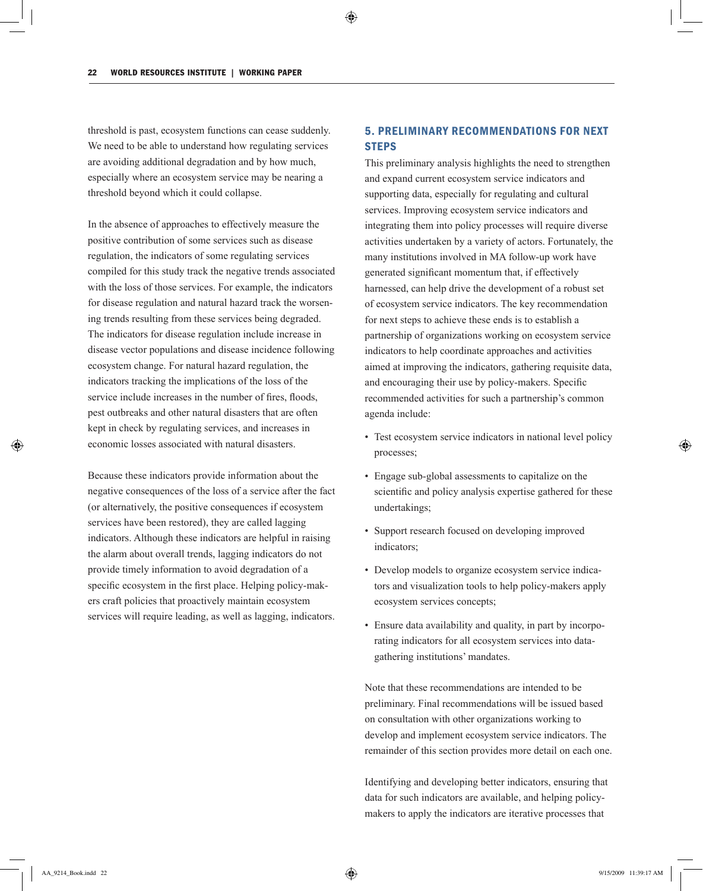threshold is past, ecosystem functions can cease suddenly. We need to be able to understand how regulating services are avoiding additional degradation and by how much, especially where an ecosystem service may be nearing a threshold beyond which it could collapse.

In the absence of approaches to effectively measure the positive contribution of some services such as disease regulation, the indicators of some regulating services compiled for this study track the negative trends associated with the loss of those services. For example, the indicators for disease regulation and natural hazard track the worsening trends resulting from these services being degraded. The indicators for disease regulation include increase in disease vector populations and disease incidence following ecosystem change. For natural hazard regulation, the indicators tracking the implications of the loss of the service include increases in the number of fires, floods, pest outbreaks and other natural disasters that are often kept in check by regulating services, and increases in economic losses associated with natural disasters.

Because these indicators provide information about the negative consequences of the loss of a service after the fact (or alternatively, the positive consequences if ecosystem services have been restored), they are called lagging indicators. Although these indicators are helpful in raising the alarm about overall trends, lagging indicators do not provide timely information to avoid degradation of a specific ecosystem in the first place. Helping policy-makers craft policies that proactively maintain ecosystem services will require leading, as well as lagging, indicators.

## 5. PRELIMINARY RECOMMENDATIONS FOR NEXT STEPS

This preliminary analysis highlights the need to strengthen and expand current ecosystem service indicators and supporting data, especially for regulating and cultural services. Improving ecosystem service indicators and integrating them into policy processes will require diverse activities undertaken by a variety of actors. Fortunately, the many institutions involved in MA follow-up work have generated significant momentum that, if effectively harnessed, can help drive the development of a robust set of ecosystem service indicators. The key recommendation for next steps to achieve these ends is to establish a partnership of organizations working on ecosystem service indicators to help coordinate approaches and activities aimed at improving the indicators, gathering requisite data, and encouraging their use by policy-makers. Specific recommended activities for such a partnership's common agenda include:

- Test ecosystem service indicators in national level policy processes;
- Engage sub-global assessments to capitalize on the scientific and policy analysis expertise gathered for these undertakings;
- Support research focused on developing improved indicators;
- Develop models to organize ecosystem service indicators and visualization tools to help policy-makers apply ecosystem services concepts;
- Ensure data availability and quality, in part by incorporating indicators for all ecosystem services into data-gathering institutions' mandates.

Note that these recommendations are intended to be preliminary. Final recommendations will be issued based on consultation with other organizations working to develop and implement ecosystem service indicators. The remainder of this section provides more detail on each one.

Identifying and developing better indicators, ensuring that data for such indicators are available, and helping policy-makers to apply the indicators are iterative processes that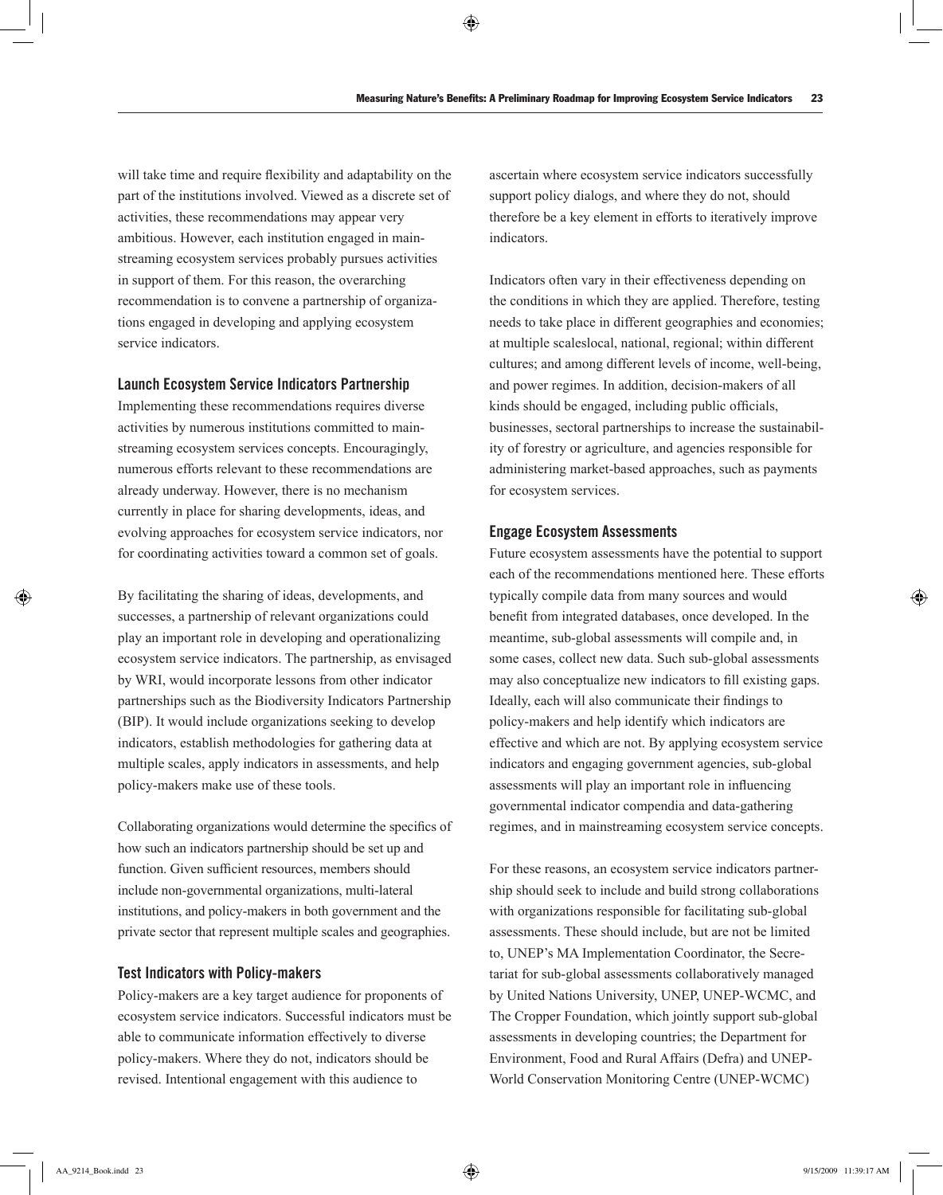will take time and require flexibility and adaptability on the part of the institutions involved. Viewed as a discrete set of activities, these recommendations may appear very ambitious. However, each institution engaged in mainstreaming ecosystem services probably pursues activities in support of them. For this reason, the overarching recommendation is to convene a partnership of organizations engaged in developing and applying ecosystem service indicators.

### Launch Ecosystem Service Indicators Partnership

Implementing these recommendations requires diverse activities by numerous institutions committed to mainstreaming ecosystem services concepts. Encouragingly, numerous efforts relevant to these recommendations are already underway. However, there is no mechanism currently in place for sharing developments, ideas, and evolving approaches for ecosystem service indicators, nor for coordinating activities toward a common set of goals.

By facilitating the sharing of ideas, developments, and successes, a partnership of relevant organizations could play an important role in developing and operationalizing ecosystem service indicators. The partnership, as envisaged by WRI, would incorporate lessons from other indicator partnerships such as the Biodiversity Indicators Partnership (BIP). It would include organizations seeking to develop indicators, establish methodologies for gathering data at multiple scales, apply indicators in assessments, and help policy-makers make use of these tools.

Collaborating organizations would determine the specifics of how such an indicators partnership should be set up and function. Given sufficient resources, members should include non-governmental organizations, multi-lateral institutions, and policy-makers in both government and the private sector that represent multiple scales and geographies.

### Test Indicators with Policy-makers

Policy-makers are a key target audience for proponents of ecosystem service indicators. Successful indicators must be able to communicate information effectively to diverse policy-makers. Where they do not, indicators should be revised. Intentional engagement with this audience to ascertain where ecosystem service indicators successfully support policy dialogs, and where they do not, should therefore be a key element in efforts to iteratively improve indicators.

Indicators often vary in their effectiveness depending on the conditions in which they are applied. Therefore, testing needs to take place in different geographies and economies; at multiple scaleslocal, national, regional; within different cultures; and among different levels of income, well-being, and power regimes. In addition, decision-makers of all kinds should be engaged, including public officials, businesses, sectoral partnerships to increase the sustainability of forestry or agriculture, and agencies responsible for administering market-based approaches, such as payments for ecosystem services.

### Engage Ecosystem Assessments

Future ecosystem assessments have the potential to support each of the recommendations mentioned here. These efforts typically compile data from many sources and would benefit from integrated databases, once developed. In the meantime, sub-global assessments will compile and, in some cases, collect new data. Such sub-global assessments may also conceptualize new indicators to fill existing gaps. Ideally, each will also communicate their findings to policy-makers and help identify which indicators are effective and which are not. By applying ecosystem service indicators and engaging government agencies, sub-global assessments will play an important role in influencing governmental indicator compendia and data-gathering regimes, and in mainstreaming ecosystem service concepts.

For these reasons, an ecosystem service indicators partnership should seek to include and build strong collaborations with organizations responsible for facilitating sub-global assessments. These should include, but are not be limited to, UNEP's MA Implementation Coordinator, the Secretariat for sub-global assessments collaboratively managed by United Nations University, UNEP, UNEP-WCMC, and The Cropper Foundation, which jointly support sub-global assessments in developing countries; the Department for Environment, Food and Rural Affairs (Defra) and UNEP-World Conservation Monitoring Centre (UNEP-WCMC)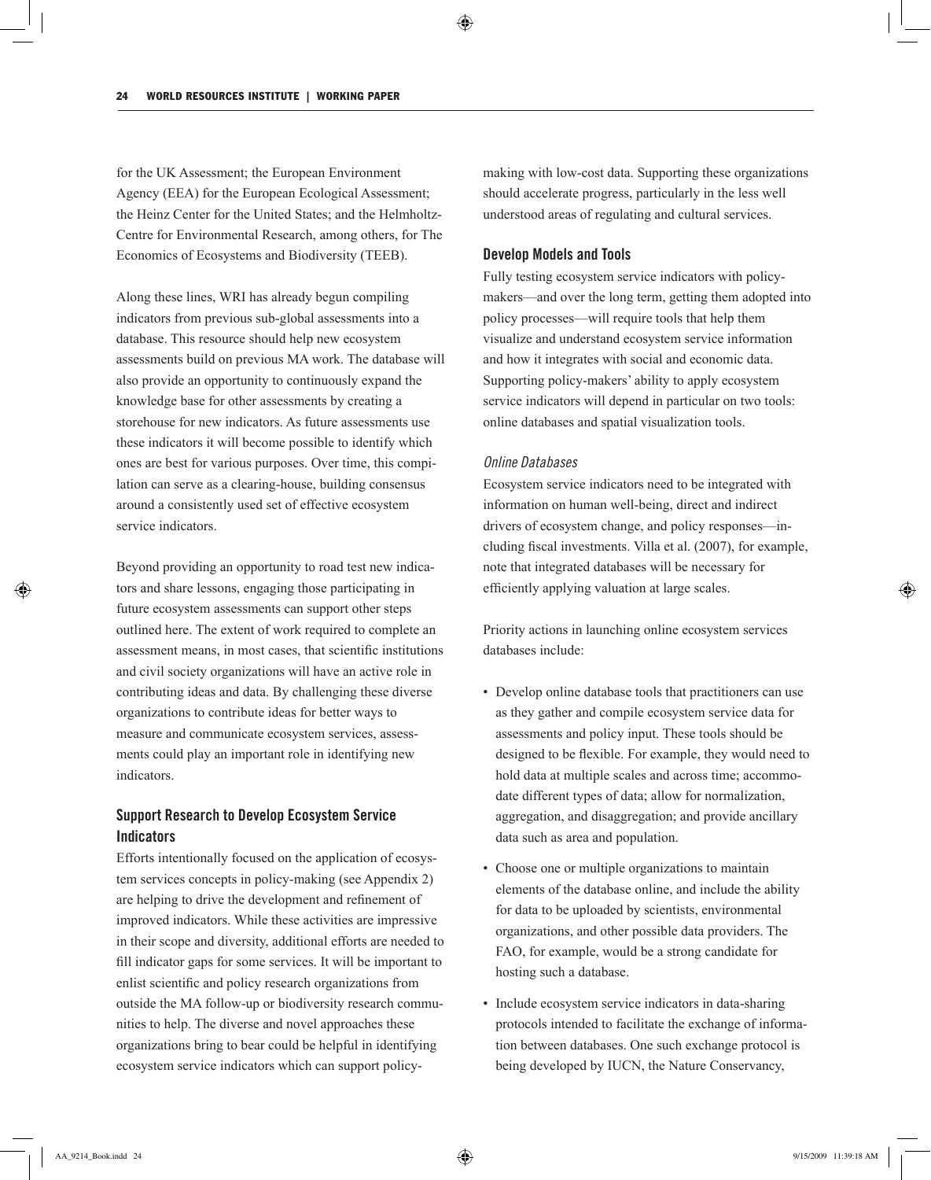for the UK Assessment; the European Environment Agency (EEA) for the European Ecological Assessment; the Heinz Center for the United States; and the Helmholtz-Centre for Environmental Research, among others, for The Economics of Ecosystems and Biodiversity (TEEB).

Along these lines, WRI has already begun compiling indicators from previous sub-global assessments into a database. This resource should help new ecosystem assessments build on previous MA work. The database will also provide an opportunity to continuously expand the knowledge base for other assessments by creating a storehouse for new indicators. As future assessments use these indicators it will become possible to identify which ones are best for various purposes. Over time, this compilation can serve as a clearing-house, building consensus around a consistently used set of effective ecosystem service indicators.

Beyond providing an opportunity to road test new indicators and share lessons, engaging those participating in future ecosystem assessments can support other steps outlined here. The extent of work required to complete an assessment means, in most cases, that scientific institutions and civil society organizations will have an active role in contributing ideas and data. By challenging these diverse organizations to contribute ideas for better ways to measure and communicate ecosystem services, assessments could play an important role in identifying new indicators.

### Support Research to Develop Ecosystem Service Indicators

Efforts intentionally focused on the application of ecosystem services concepts in policy-making (see Appendix 2) are helping to drive the development and refinement of improved indicators. While these activities are impressive in their scope and diversity, additional efforts are needed to fill indicator gaps for some services. It will be important to enlist scientific and policy research organizations from outside the MA follow-up or biodiversity research communities to help. The diverse and novel approaches these organizations bring to bear could be helpful in identifying ecosystem service indicators which can support policy-making with low-cost data. Supporting these organizations should accelerate progress, particularly in the less well understood areas of regulating and cultural services.

### Develop Models and Tools

Fully testing ecosystem service indicators with policy-makers—and over the long term, getting them adopted into policy processes—will require tools that help them visualize and understand ecosystem service information and how it integrates with social and economic data. Supporting policy-makers' ability to apply ecosystem service indicators will depend in particular on two tools: online databases and spatial visualization tools.

#### *Online Databases*

Ecosystem service indicators need to be integrated with information on human well-being, direct and indirect drivers of ecosystem change, and policy responses—including fiscal investments. Villa et al. (2007), for example, note that integrated databases will be necessary for efficiently applying valuation at large scales.

Priority actions in launching online ecosystem services databases include:

- Develop online database tools that practitioners can use as they gather and compile ecosystem service data for assessments and policy input. These tools should be designed to be flexible. For example, they would need to hold data at multiple scales and across time; accommodate different types of data; allow for normalization, aggregation, and disaggregation; and provide ancillary data such as area and population.
- Choose one or multiple organizations to maintain elements of the database online, and include the ability for data to be uploaded by scientists, environmental organizations, and other possible data providers. The FAO, for example, would be a strong candidate for hosting such a database.
- Include ecosystem service indicators in data-sharing protocols intended to facilitate the exchange of information between databases. One such exchange protocol is being developed by IUCN, the Nature Conservancy,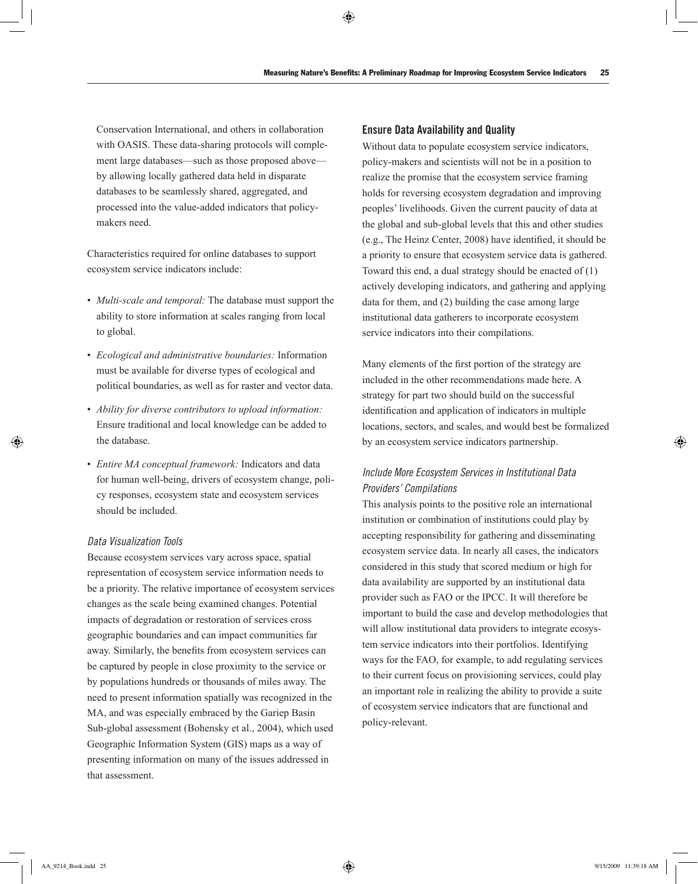Conservation International, and others in collaboration with OASIS. These data-sharing protocols will complement large databases—such as those proposed above—by allowing locally gathered data held in disparate databases to be seamlessly shared, aggregated, and processed into the value-added indicators that policy-makers need.

Characteristics required for online databases to support ecosystem service indicators include:

- *Multi-scale and temporal:* The database must support the ability to store information at scales ranging from local to global.
- *Ecological and administrative boundaries:* Information must be available for diverse types of ecological and political boundaries, as well as for raster and vector data.
- *Ability for diverse contributors to upload information:* Ensure traditional and local knowledge can be added to the database.
- *Entire MA conceptual framework:* Indicators and data for human well-being, drivers of ecosystem change, policy responses, ecosystem state and ecosystem services should be included.

#### *Data Visualization Tools*

Because ecosystem services vary across space, spatial representation of ecosystem service information needs to be a priority. The relative importance of ecosystem services changes as the scale being examined changes. Potential impacts of degradation or restoration of services cross geographic boundaries and can impact communities far away. Similarly, the benefits from ecosystem services can be captured by people in close proximity to the service or by populations hundreds or thousands of miles away. The need to present information spatially was recognized in the MA, and was especially embraced by the Gariep Basin Sub-global assessment (Bohensky et al., 2004), which used Geographic Information System (GIS) maps as a way of presenting information on many of the issues addressed in that assessment.

### Ensure Data Availability and Quality

Without data to populate ecosystem service indicators, policy-makers and scientists will not be in a position to realize the promise that the ecosystem service framing holds for reversing ecosystem degradation and improving peoples' livelihoods. Given the current paucity of data at the global and sub-global levels that this and other studies (e.g., The Heinz Center, 2008) have identified, it should be a priority to ensure that ecosystem service data is gathered. Toward this end, a dual strategy should be enacted of (1) actively developing indicators, and gathering and applying data for them, and (2) building the case among large institutional data gatherers to incorporate ecosystem service indicators into their compilations.

Many elements of the first portion of the strategy are included in the other recommendations made here. A strategy for part two should build on the successful identification and application of indicators in multiple locations, sectors, and scales, and would best be formalized by an ecosystem service indicators partnership.

#### *Include More Ecosystem Services in Institutional Data Providers' Compilations*

This analysis points to the positive role an international institution or combination of institutions could play by accepting responsibility for gathering and disseminating ecosystem service data. In nearly all cases, the indicators considered in this study that scored medium or high for data availability are supported by an institutional data provider such as FAO or the IPCC. It will therefore be important to build the case and develop methodologies that will allow institutional data providers to integrate ecosystem service indicators into their portfolios. Identifying ways for the FAO, for example, to add regulating services to their current focus on provisioning services, could play an important role in realizing the ability to provide a suite of ecosystem service indicators that are functional and policy-relevant.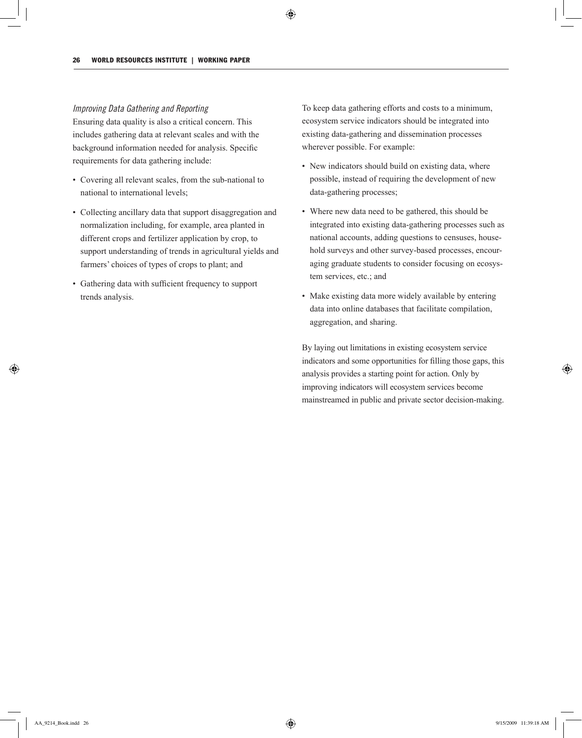*Improving Data Gathering and Reporting*

Ensuring data quality is also a critical concern. This includes gathering data at relevant scales and with the background information needed for analysis. Specific requirements for data gathering include:

- Covering all relevant scales, from the sub-national to national to international levels;
- Collecting ancillary data that support disaggregation and normalization including, for example, area planted in different crops and fertilizer application by crop, to support understanding of trends in agricultural yields and farmers' choices of types of crops to plant; and
- Gathering data with sufficient frequency to support trends analysis.

To keep data gathering efforts and costs to a minimum, ecosystem service indicators should be integrated into existing data-gathering and dissemination processes wherever possible. For example:

- New indicators should build on existing data, where possible, instead of requiring the development of new data-gathering processes;
- Where new data need to be gathered, this should be integrated into existing data-gathering processes such as national accounts, adding questions to censuses, household surveys and other survey-based processes, encouraging graduate students to consider focusing on ecosystem services, etc.; and
- Make existing data more widely available by entering data into online databases that facilitate compilation, aggregation, and sharing.

By laying out limitations in existing ecosystem service indicators and some opportunities for filling those gaps, this analysis provides a starting point for action. Only by improving indicators will ecosystem services become mainstreamed in public and private sector decision-making.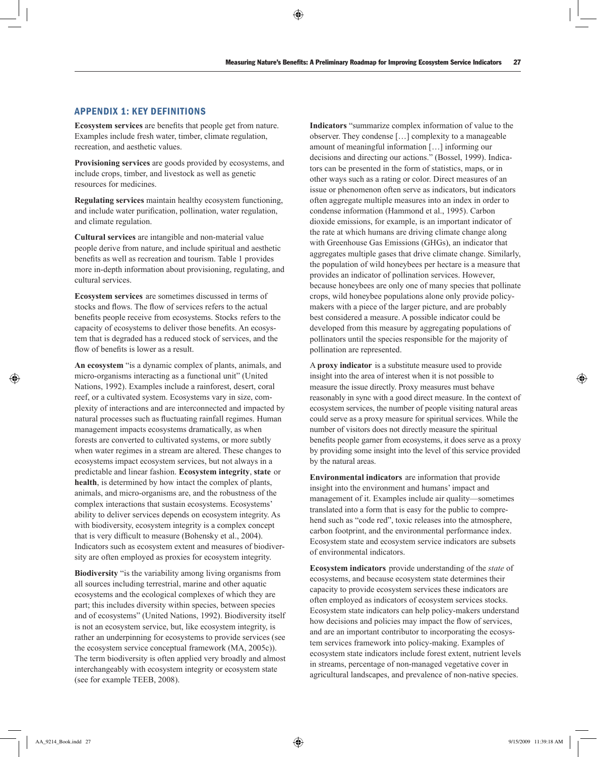## APPENDIX 1: KEY DEFINITIONS

**Ecosystem services** are benefits that people get from nature. Examples include fresh water, timber, climate regulation, recreation, and aesthetic values.

**Provisioning services** are goods provided by ecosystems, and include crops, timber, and livestock as well as genetic resources for medicines.

**Regulating services** maintain healthy ecosystem functioning, and include water purification, pollination, water regulation, and climate regulation.

**Cultural services** are intangible and non-material value people derive from nature, and include spiritual and aesthetic benefits as well as recreation and tourism. Table 1 provides more in-depth information about provisioning, regulating, and cultural services.

**Ecosystem services** are sometimes discussed in terms of stocks and flows. The flow of services refers to the actual benefits people receive from ecosystems. Stocks refers to the capacity of ecosystems to deliver those benefits. An ecosystem that is degraded has a reduced stock of services, and the flow of benefits is lower as a result.

**An ecosystem** "is a dynamic complex of plants, animals, and micro-organisms interacting as a functional unit" (United Nations, 1992). Examples include a rainforest, desert, coral reef, or a cultivated system. Ecosystems vary in size, complexity of interactions and are interconnected and impacted by natural processes such as fluctuating rainfall regimes. Human management impacts ecosystems dramatically, as when forests are converted to cultivated systems, or more subtly when water regimes in a stream are altered. These changes to ecosystems impact ecosystem services, but not always in a predictable and linear fashion. **Ecosystem integrity**, **state** or **health**, is determined by how intact the complex of plants, animals, and micro-organisms are, and the robustness of the complex interactions that sustain ecosystems. Ecosystems' ability to deliver services depends on ecosystem integrity. As with biodiversity, ecosystem integrity is a complex concept that is very difficult to measure (Bohensky et al., 2004). Indicators such as ecosystem extent and measures of biodiversity are often employed as proxies for ecosystem integrity.

**Biodiversity** "is the variability among living organisms from all sources including terrestrial, marine and other aquatic ecosystems and the ecological complexes of which they are part; this includes diversity within species, between species and of ecosystems" (United Nations, 1992). Biodiversity itself is not an ecosystem service, but, like ecosystem integrity, is rather an underpinning for ecosystems to provide services (see the ecosystem service conceptual framework (MA, 2005c)). The term biodiversity is often applied very broadly and almost interchangeably with ecosystem integrity or ecosystem state (see for example TEEB, 2008).

**Indicators** "summarize complex information of value to the observer. They condense […] complexity to a manageable amount of meaningful information […] informing our decisions and directing our actions." (Bossel, 1999). Indicators can be presented in the form of statistics, maps, or in other ways such as a rating or color. Direct measures of an issue or phenomenon often serve as indicators, but indicators often aggregate multiple measures into an index in order to condense information (Hammond et al., 1995). Carbon dioxide emissions, for example, is an important indicator of the rate at which humans are driving climate change along with Greenhouse Gas Emissions (GHGs), an indicator that aggregates multiple gases that drive climate change. Similarly, the population of wild honeybees per hectare is a measure that provides an indicator of pollination services. However, because honeybees are only one of many species that pollinate crops, wild honeybee populations alone only provide policy-makers with a piece of the larger picture, and are probably best considered a measure. A possible indicator could be developed from this measure by aggregating populations of pollinators until the species responsible for the majority of pollination are represented.

A **proxy indicator** is a substitute measure used to provide insight into the area of interest when it is not possible to measure the issue directly. Proxy measures must behave reasonably in sync with a good direct measure. In the context of ecosystem services, the number of people visiting natural areas could serve as a proxy measure for spiritual services. While the number of visitors does not directly measure the spiritual benefits people garner from ecosystems, it does serve as a proxy by providing some insight into the level of this service provided by the natural areas.

**Environmental indicators** are information that provide insight into the environment and humans' impact and management of it. Examples include air quality—sometimes translated into a form that is easy for the public to comprehend such as "code red", toxic releases into the atmosphere, carbon footprint, and the environmental performance index. Ecosystem state and ecosystem service indicators are subsets of environmental indicators.

**Ecosystem indicators** provide understanding of the *state* of ecosystems, and because ecosystem state determines their capacity to provide ecosystem services these indicators are often employed as indicators of ecosystem services stocks. Ecosystem state indicators can help policy-makers understand how decisions and policies may impact the flow of services, and are an important contributor to incorporating the ecosystem services framework into policy-making. Examples of ecosystem state indicators include forest extent, nutrient levels in streams, percentage of non-managed vegetative cover in agricultural landscapes, and prevalence of non-native species.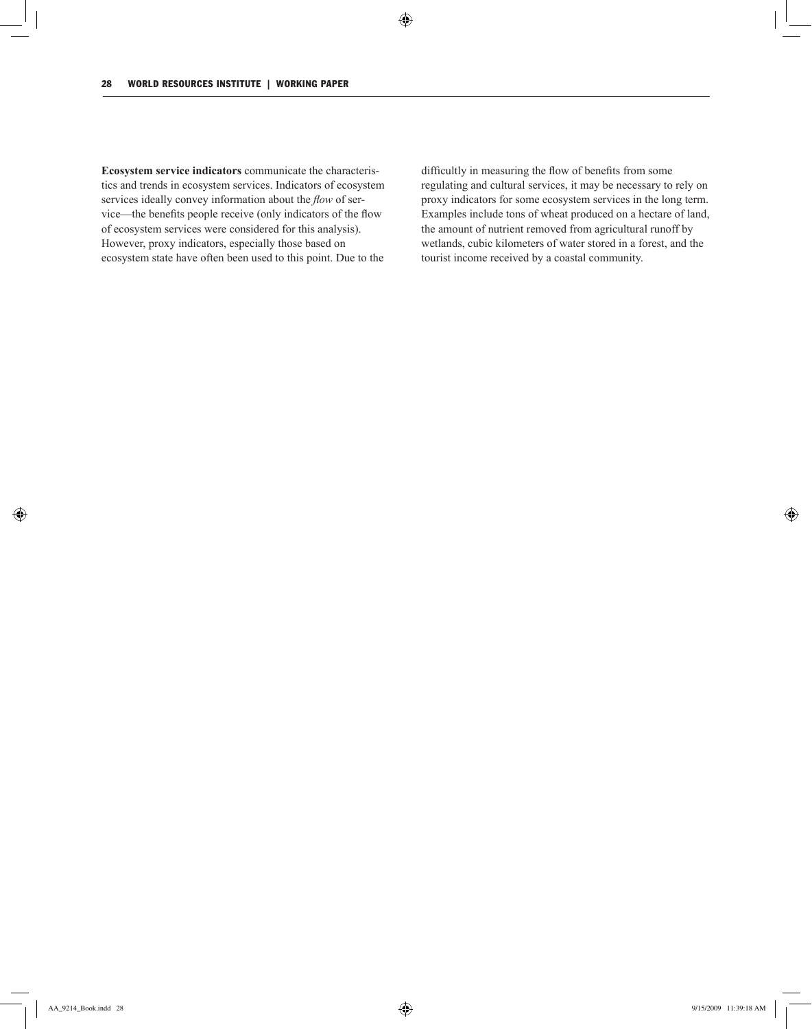**Ecosystem service indicators** communicate the characteristics and trends in ecosystem services. Indicators of ecosystem services ideally convey information about the *flow* of service—the benefits people receive (only indicators of the flow of ecosystem services were considered for this analysis). However, proxy indicators, especially those based on ecosystem state have often been used to this point. Due to the difficultly in measuring the flow of benefits from some regulating and cultural services, it may be necessary to rely on proxy indicators for some ecosystem services in the long term. Examples include tons of wheat produced on a hectare of land, the amount of nutrient removed from agricultural runoff by wetlands, cubic kilometers of water stored in a forest, and the tourist income received by a coastal community.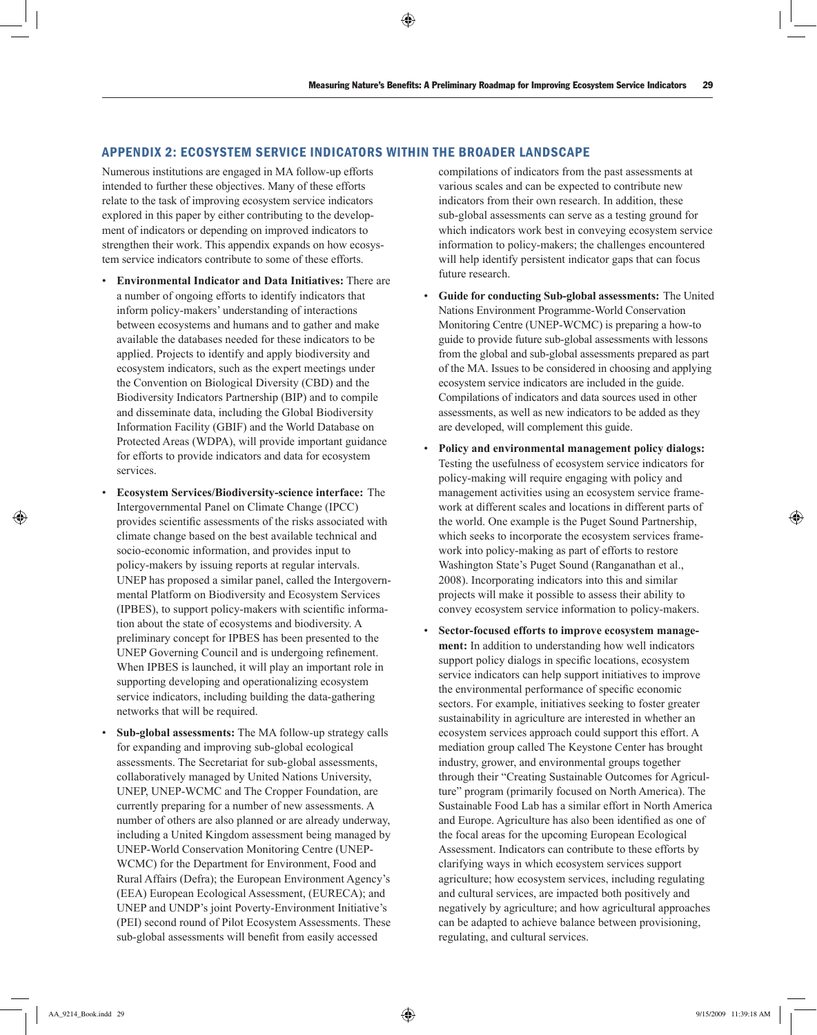## APPENDIX 2: ECOSYSTEM SERVICE INDICATORS WITHIN THE BROADER LANDSCAPE

Numerous institutions are engaged in MA follow-up efforts intended to further these objectives. Many of these efforts relate to the task of improving ecosystem service indicators explored in this paper by either contributing to the development of indicators or depending on improved indicators to strengthen their work. This appendix expands on how ecosystem service indicators contribute to some of these efforts.

- **Environmental Indicator and Data Initiatives:** There are a number of ongoing efforts to identify indicators that inform policy-makers' understanding of interactions between ecosystems and humans and to gather and make available the databases needed for these indicators to be applied. Projects to identify and apply biodiversity and ecosystem indicators, such as the expert meetings under the Convention on Biological Diversity (CBD) and the Biodiversity Indicators Partnership (BIP) and to compile and disseminate data, including the Global Biodiversity Information Facility (GBIF) and the World Database on Protected Areas (WDPA), will provide important guidance for efforts to provide indicators and data for ecosystem services.

- **Ecosystem Services/Biodiversity-science interface:** The Intergovernmental Panel on Climate Change (IPCC) provides scientific assessments of the risks associated with climate change based on the best available technical and socio-economic information, and provides input to policy-makers by issuing reports at regular intervals. UNEP has proposed a similar panel, called the Intergovernmental Platform on Biodiversity and Ecosystem Services (IPBES), to support policy-makers with scientific information about the state of ecosystems and biodiversity. A preliminary concept for IPBES has been presented to the UNEP Governing Council and is undergoing refinement. When IPBES is launched, it will play an important role in supporting developing and operationalizing ecosystem service indicators, including building the data-gathering networks that will be required.

- **Sub-global assessments:** The MA follow-up strategy calls for expanding and improving sub-global ecological assessments. The Secretariat for sub-global assessments, collaboratively managed by United Nations University, UNEP, UNEP-WCMC and The Cropper Foundation, are currently preparing for a number of new assessments. A number of others are also planned or are already underway, including a United Kingdom assessment being managed by UNEP-World Conservation Monitoring Centre (UNEP-WCMC) for the Department for Environment, Food and Rural Affairs (Defra); the European Environment Agency's (EEA) European Ecological Assessment, (EURECA); and UNEP and UNDP's joint Poverty-Environment Initiative's (PEI) second round of Pilot Ecosystem Assessments. These sub-global assessments will benefit from easily accessed compilations of indicators from the past assessments at various scales and can be expected to contribute new indicators from their own research. In addition, these sub-global assessments can serve as a testing ground for which indicators work best in conveying ecosystem service information to policy-makers; the challenges encountered will help identify persistent indicator gaps that can focus future research.

- **Guide for conducting Sub-global assessments:** The United Nations Environment Programme-World Conservation Monitoring Centre (UNEP-WCMC) is preparing a how-to guide to provide future sub-global assessments with lessons from the global and sub-global assessments prepared as part of the MA. Issues to be considered in choosing and applying ecosystem service indicators are included in the guide. Compilations of indicators and data sources used in other assessments, as well as new indicators to be added as they are developed, will complement this guide.

- **Policy and environmental management policy dialogs:** Testing the usefulness of ecosystem service indicators for policy-making will require engaging with policy and management activities using an ecosystem service framework at different scales and locations in different parts of the world. One example is the Puget Sound Partnership, which seeks to incorporate the ecosystem services framework into policy-making as part of efforts to restore Washington State's Puget Sound (Ranganathan et al., 2008). Incorporating indicators into this and similar projects will make it possible to assess their ability to convey ecosystem service information to policy-makers.

- **Sector-focused efforts to improve ecosystem management:** In addition to understanding how well indicators support policy dialogs in specific locations, ecosystem service indicators can help support initiatives to improve the environmental performance of specific economic sectors. For example, initiatives seeking to foster greater sustainability in agriculture are interested in whether an ecosystem services approach could support this effort. A mediation group called The Keystone Center has brought industry, grower, and environmental groups together through their "Creating Sustainable Outcomes for Agriculture" program (primarily focused on North America). The Sustainable Food Lab has a similar effort in North America and Europe. Agriculture has also been identified as one of the focal areas for the upcoming European Ecological Assessment. Indicators can contribute to these efforts by clarifying ways in which ecosystem services support agriculture; how ecosystem services, including regulating and cultural services, are impacted both positively and negatively by agriculture; and how agricultural approaches can be adapted to achieve balance between provisioning, regulating, and cultural services.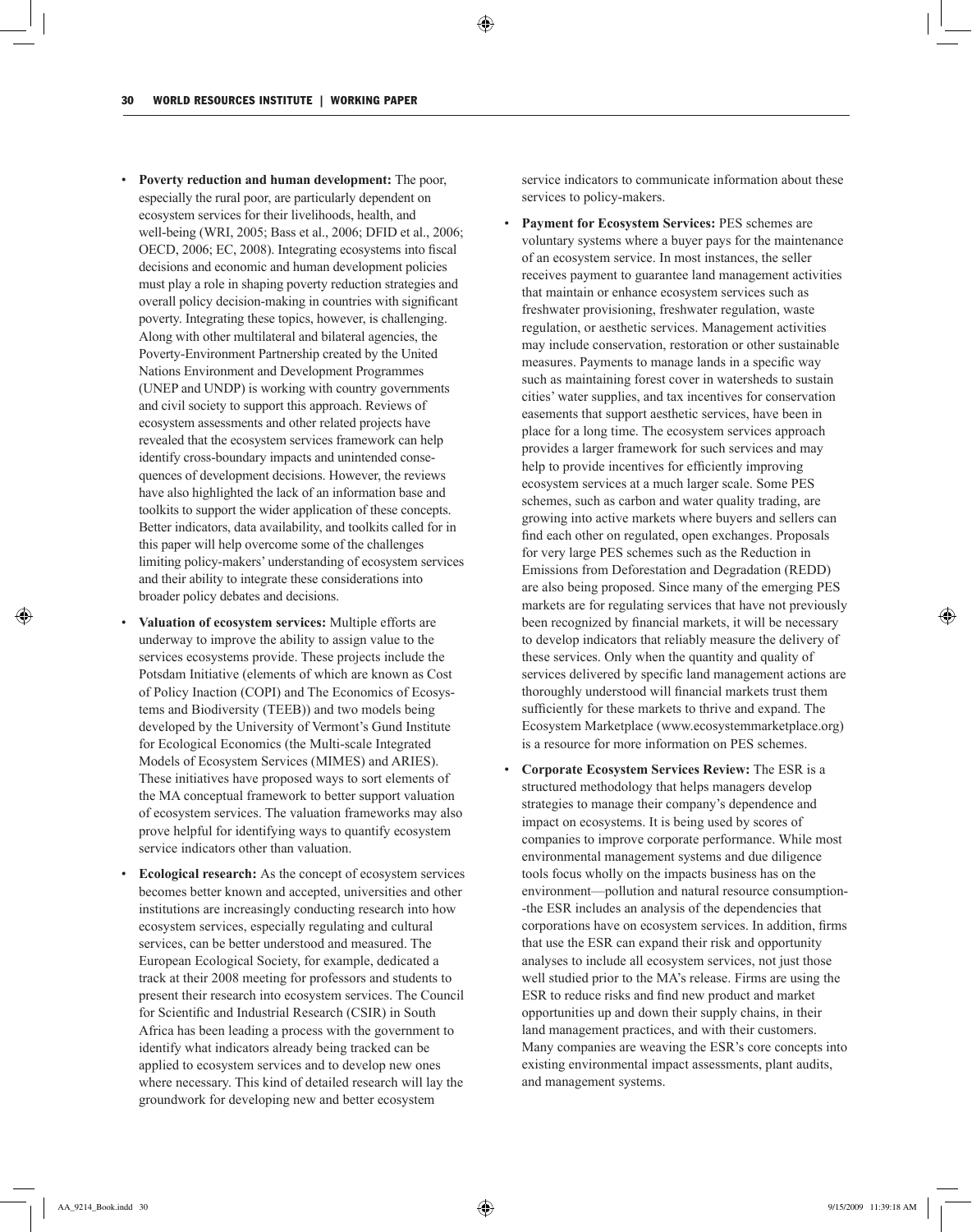- **Poverty reduction and human development:** The poor, especially the rural poor, are particularly dependent on ecosystem services for their livelihoods, health, and well-being (WRI, 2005; Bass et al., 2006; DFID et al., 2006; OECD, 2006; EC, 2008). Integrating ecosystems into fiscal decisions and economic and human development policies must play a role in shaping poverty reduction strategies and overall policy decision-making in countries with significant poverty. Integrating these topics, however, is challenging. Along with other multilateral and bilateral agencies, the Poverty-Environment Partnership created by the United Nations Environment and Development Programmes (UNEP and UNDP) is working with country governments and civil society to support this approach. Reviews of ecosystem assessments and other related projects have revealed that the ecosystem services framework can help identify cross-boundary impacts and unintended consequences of development decisions. However, the reviews have also highlighted the lack of an information base and toolkits to support the wider application of these concepts. Better indicators, data availability, and toolkits called for in this paper will help overcome some of the challenges limiting policy-makers' understanding of ecosystem services and their ability to integrate these considerations into broader policy debates and decisions.

- **Valuation of ecosystem services:** Multiple efforts are underway to improve the ability to assign value to the services ecosystems provide. These projects include the Potsdam Initiative (elements of which are known as Cost of Policy Inaction (COPI) and The Economics of Ecosystems and Biodiversity (TEEB)) and two models being developed by the University of Vermont's Gund Institute for Ecological Economics (the Multi-scale Integrated Models of Ecosystem Services (MIMES) and ARIES). These initiatives have proposed ways to sort elements of the MA conceptual framework to better support valuation of ecosystem services. The valuation frameworks may also prove helpful for identifying ways to quantify ecosystem service indicators other than valuation.

- **Ecological research:** As the concept of ecosystem services becomes better known and accepted, universities and other institutions are increasingly conducting research into how ecosystem services, especially regulating and cultural services, can be better understood and measured. The European Ecological Society, for example, dedicated a track at their 2008 meeting for professors and students to present their research into ecosystem services. The Council for Scientific and Industrial Research (CSIR) in South Africa has been leading a process with the government to identify what indicators already being tracked can be applied to ecosystem services and to develop new ones where necessary. This kind of detailed research will lay the groundwork for developing new and better ecosystem service indicators to communicate information about these services to policy-makers.

- **Payment for Ecosystem Services:** PES schemes are voluntary systems where a buyer pays for the maintenance of an ecosystem service. In most instances, the seller receives payment to guarantee land management activities that maintain or enhance ecosystem services such as freshwater provisioning, freshwater regulation, waste regulation, or aesthetic services. Management activities may include conservation, restoration or other sustainable measures. Payments to manage lands in a specific way such as maintaining forest cover in watersheds to sustain cities' water supplies, and tax incentives for conservation easements that support aesthetic services, have been in place for a long time. The ecosystem services approach provides a larger framework for such services and may help to provide incentives for efficiently improving ecosystem services at a much larger scale. Some PES schemes, such as carbon and water quality trading, are growing into active markets where buyers and sellers can find each other on regulated, open exchanges. Proposals for very large PES schemes such as the Reduction in Emissions from Deforestation and Degradation (REDD) are also being proposed. Since many of the emerging PES markets are for regulating services that have not previously been recognized by financial markets, it will be necessary to develop indicators that reliably measure the delivery of these services. Only when the quantity and quality of services delivered by specific land management actions are thoroughly understood will financial markets trust them sufficiently for these markets to thrive and expand. The Ecosystem Marketplace (www.ecosystemmarketplace.org) is a resource for more information on PES schemes.

- **Corporate Ecosystem Services Review:** The ESR is a structured methodology that helps managers develop strategies to manage their company's dependence and impact on ecosystems. It is being used by scores of companies to improve corporate performance. While most environmental management systems and due diligence tools focus wholly on the impacts business has on the environment—pollution and natural resource consumption--the ESR includes an analysis of the dependencies that corporations have on ecosystem services. In addition, firms that use the ESR can expand their risk and opportunity analyses to include all ecosystem services, not just those well studied prior to the MA's release. Firms are using the ESR to reduce risks and find new product and market opportunities up and down their supply chains, in their land management practices, and with their customers. Many companies are weaving the ESR's core concepts into existing environmental impact assessments, plant audits, and management systems.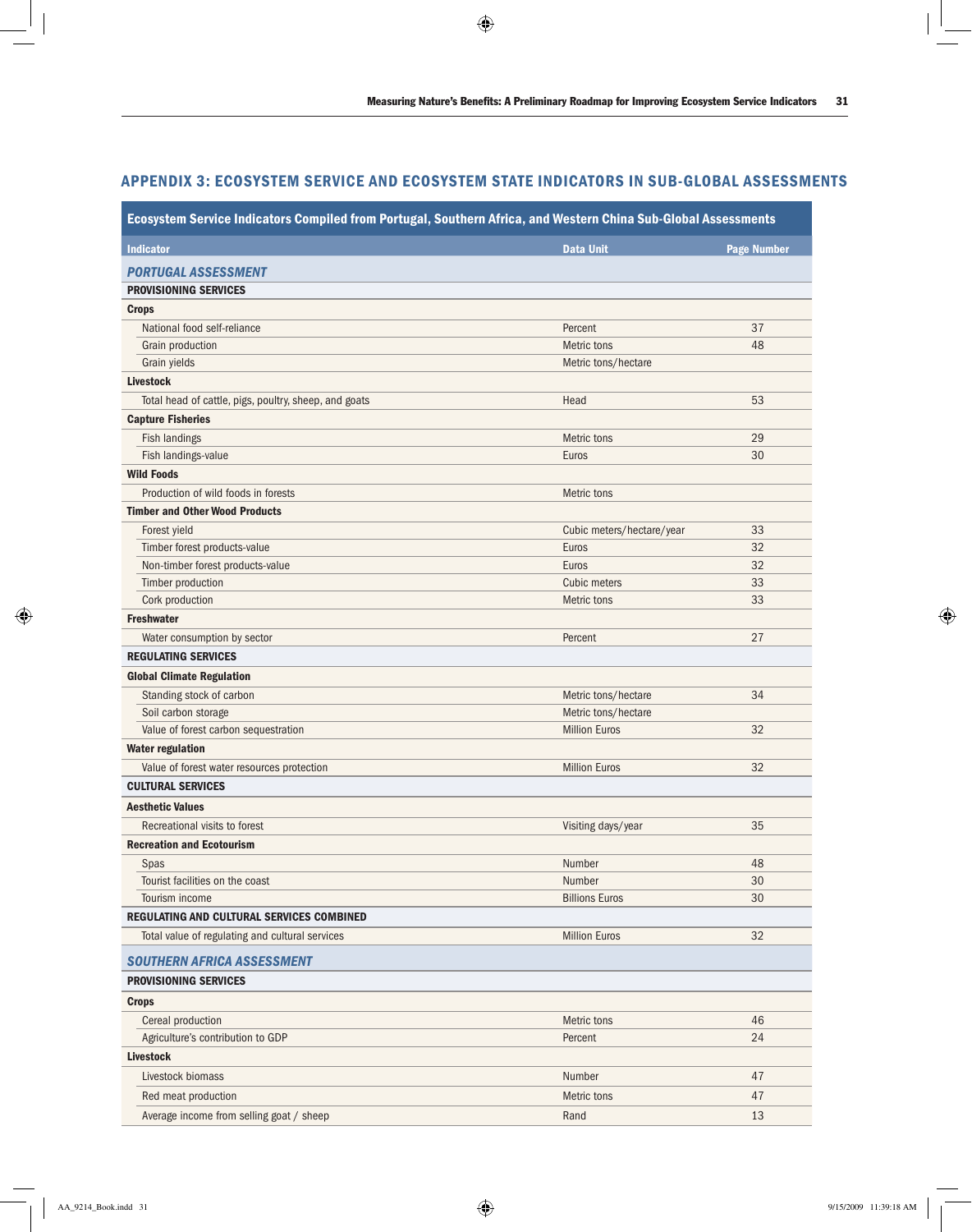## APPENDIX 3: ECOSYSTEM SERVICE AND ECOSYSTEM STATE INDICATORS IN SUB-GLOBAL ASSESSMENTS

**Ecosystem Service Indicators Compiled from Portugal, Southern Africa, and Western China Sub-Global Assessments**

| Indicator | Data Unit | Page Number |
|---|---|---|
| ***PORTUGAL ASSESSMENT*** | | |
| **PROVISIONING SERVICES** | | |
| **Crops** | | |
| National food self-reliance | Percent | 37 |
| Grain production | Metric tons | 48 |
| Grain yields | Metric tons/hectare | |
| **Livestock** | | |
| Total head of cattle, pigs, poultry, sheep, and goats | Head | 53 |
| **Capture Fisheries** | | |
| Fish landings | Metric tons | 29 |
| Fish landings-value | Euros | 30 |
| **Wild Foods** | | |
| Production of wild foods in forests | Metric tons | |
| **Timber and Other Wood Products** | | |
| Forest yield | Cubic meters/hectare/year | 33 |
| Timber forest products-value | Euros | 32 |
| Non-timber forest products-value | Euros | 32 |
| Timber production | Cubic meters | 33 |
| Cork production | Metric tons | 33 |
| **Freshwater** | | |
| Water consumption by sector | Percent | 27 |
| **REGULATING SERVICES** | | |
| **Global Climate Regulation** | | |
| Standing stock of carbon | Metric tons/hectare | 34 |
| Soil carbon storage | Metric tons/hectare | |
| Value of forest carbon sequestration | Million Euros | 32 |
| **Water regulation** | | |
| Value of forest water resources protection | Million Euros | 32 |
| **CULTURAL SERVICES** | | |
| **Aesthetic Values** | | |
| Recreational visits to forest | Visiting days/year | 35 |
| **Recreation and Ecotourism** | | |
| Spas | Number | 48 |
| Tourist facilities on the coast | Number | 30 |
| Tourism income | Billions Euros | 30 |
| **REGULATING AND CULTURAL SERVICES COMBINED** | | |
| Total value of regulating and cultural services | Million Euros | 32 |
| ***SOUTHERN AFRICA ASSESSMENT*** | | |
| **PROVISIONING SERVICES** | | |
| **Crops** | | |
| Cereal production | Metric tons | 46 |
| Agriculture's contribution to GDP | Percent | 24 |
| **Livestock** | | |
| Livestock biomass | Number | 47 |
| Red meat production | Metric tons | 47 |
| Average income from selling goat / sheep | Rand | 13 |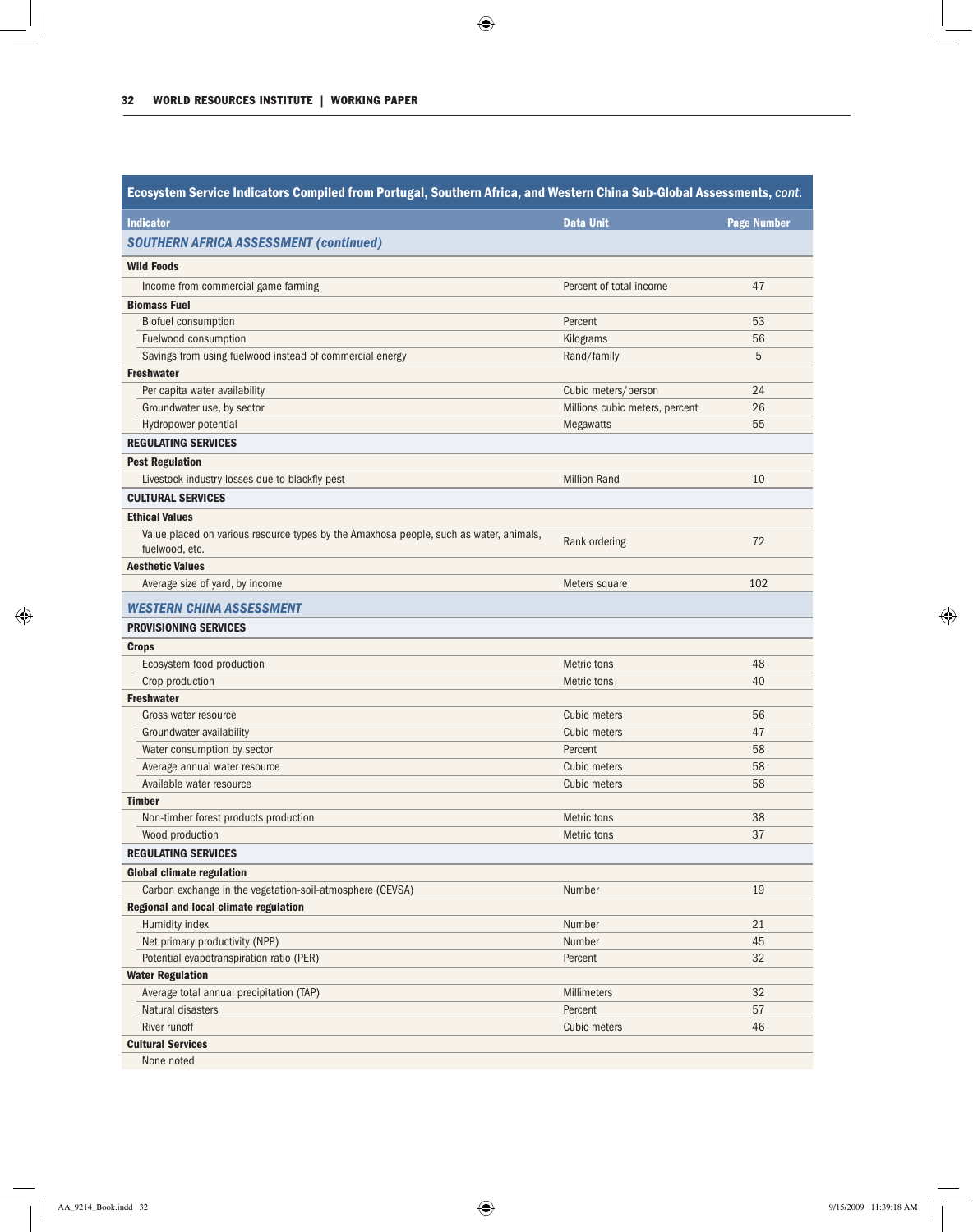**Ecosystem Service Indicators Compiled from Portugal, Southern Africa, and Western China Sub-Global Assessments, *cont.***

| Indicator | Data Unit | Page Number |
|---|---|---|
| ***SOUTHERN AFRICA ASSESSMENT (continued)*** | | |
| **Wild Foods** | | |
| Income from commercial game farming | Percent of total income | 47 |
| **Biomass Fuel** | | |
| Biofuel consumption | Percent | 53 |
| Fuelwood consumption | Kilograms | 56 |
| Savings from using fuelwood instead of commercial energy | Rand/family | 5 |
| **Freshwater** | | |
| Per capita water availability | Cubic meters/person | 24 |
| Groundwater use, by sector | Millions cubic meters, percent | 26 |
| Hydropower potential | Megawatts | 55 |
| **REGULATING SERVICES** | | |
| **Pest Regulation** | | |
| Livestock industry losses due to blackfly pest | Million Rand | 10 |
| **CULTURAL SERVICES** | | |
| **Ethical Values** | | |
| Value placed on various resource types by the Amaxhosa people, such as water, animals, fuelwood, etc. | Rank ordering | 72 |
| **Aesthetic Values** | | |
| Average size of yard, by income | Meters square | 102 |
| ***WESTERN CHINA ASSESSMENT*** | | |
| **PROVISIONING SERVICES** | | |
| **Crops** | | |
| Ecosystem food production | Metric tons | 48 |
| Crop production | Metric tons | 40 |
| **Freshwater** | | |
| Gross water resource | Cubic meters | 56 |
| Groundwater availability | Cubic meters | 47 |
| Water consumption by sector | Percent | 58 |
| Average annual water resource | Cubic meters | 58 |
| Available water resource | Cubic meters | 58 |
| **Timber** | | |
| Non-timber forest products production | Metric tons | 38 |
| Wood production | Metric tons | 37 |
| **REGULATING SERVICES** | | |
| **Global climate regulation** | | |
| Carbon exchange in the vegetation-soil-atmosphere (CEVSA) | Number | 19 |
| **Regional and local climate regulation** | | |
| Humidity index | Number | 21 |
| Net primary productivity (NPP) | Number | 45 |
| Potential evapotranspiration ratio (PER) | Percent | 32 |
| **Water Regulation** | | |
| Average total annual precipitation (TAP) | Millimeters | 32 |
| Natural disasters | Percent | 57 |
| River runoff | Cubic meters | 46 |
| **Cultural Services** | | |
| None noted | | |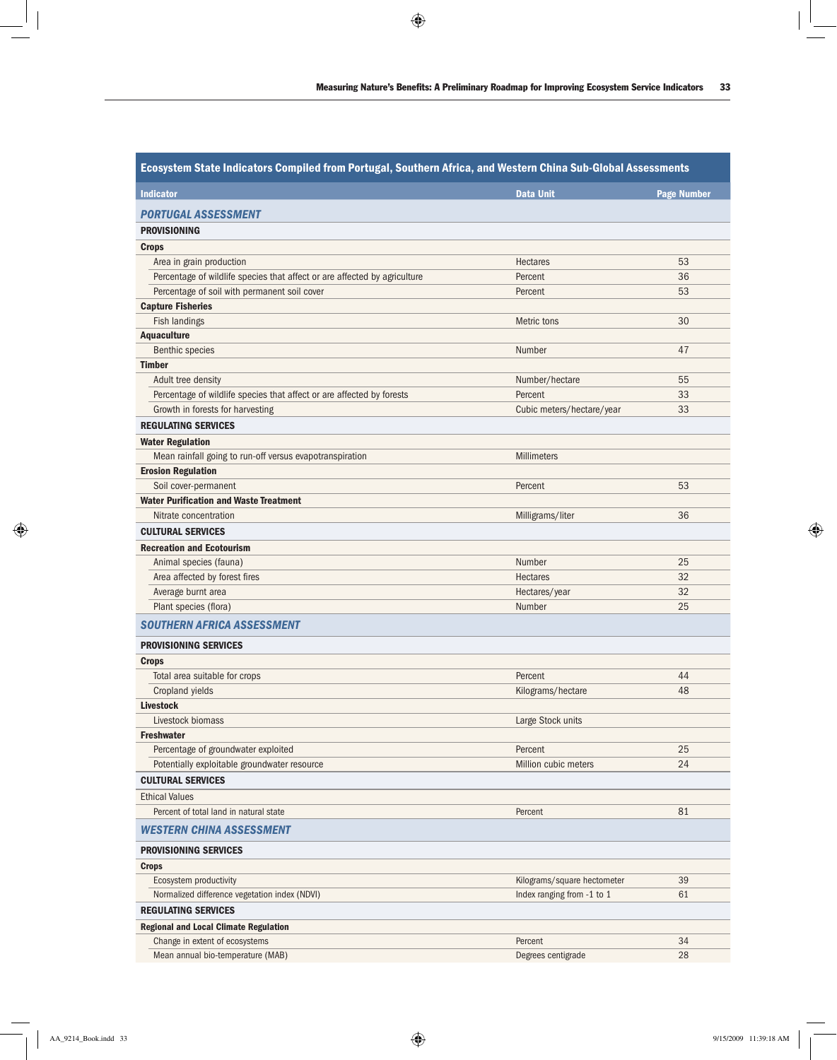**Ecosystem State Indicators Compiled from Portugal, Southern Africa, and Western China Sub-Global Assessments**

| Indicator | Data Unit | Page Number |
|---|---|---|
| ***PORTUGAL ASSESSMENT*** | | |
| **PROVISIONING** | | |
| **Crops** | | |
| Area in grain production | Hectares | 53 |
| Percentage of wildlife species that affect or are affected by agriculture | Percent | 36 |
| Percentage of soil with permanent soil cover | Percent | 53 |
| **Capture Fisheries** | | |
| Fish landings | Metric tons | 30 |
| **Aquaculture** | | |
| Benthic species | Number | 47 |
| **Timber** | | |
| Adult tree density | Number/hectare | 55 |
| Percentage of wildlife species that affect or are affected by forests | Percent | 33 |
| Growth in forests for harvesting | Cubic meters/hectare/year | 33 |
| **REGULATING SERVICES** | | |
| **Water Regulation** | | |
| Mean rainfall going to run-off versus evapotranspiration | Millimeters | |
| **Erosion Regulation** | | |
| Soil cover-permanent | Percent | 53 |
| **Water Purification and Waste Treatment** | | |
| Nitrate concentration | Milligrams/liter | 36 |
| **CULTURAL SERVICES** | | |
| **Recreation and Ecotourism** | | |
| Animal species (fauna) | Number | 25 |
| Area affected by forest fires | Hectares | 32 |
| Average burnt area | Hectares/year | 32 |
| Plant species (flora) | Number | 25 |
| ***SOUTHERN AFRICA ASSESSMENT*** | | |
| **PROVISIONING SERVICES** | | |
| **Crops** | | |
| Total area suitable for crops | Percent | 44 |
| Cropland yields | Kilograms/hectare | 48 |
| **Livestock** | | |
| Livestock biomass | Large Stock units | |
| **Freshwater** | | |
| Percentage of groundwater exploited | Percent | 25 |
| Potentially exploitable groundwater resource | Million cubic meters | 24 |
| **CULTURAL SERVICES** | | |
| Ethical Values | | |
| Percent of total land in natural state | Percent | 81 |
| ***WESTERN CHINA ASSESSMENT*** | | |
| **PROVISIONING SERVICES** | | |
| **Crops** | | |
| Ecosystem productivity | Kilograms/square hectometer | 39 |
| Normalized difference vegetation index (NDVI) | Index ranging from -1 to 1 | 61 |
| **REGULATING SERVICES** | | |
| **Regional and Local Climate Regulation** | | |
| Change in extent of ecosystems | Percent | 34 |
| Mean annual bio-temperature (MAB) | Degrees centigrade | 28 |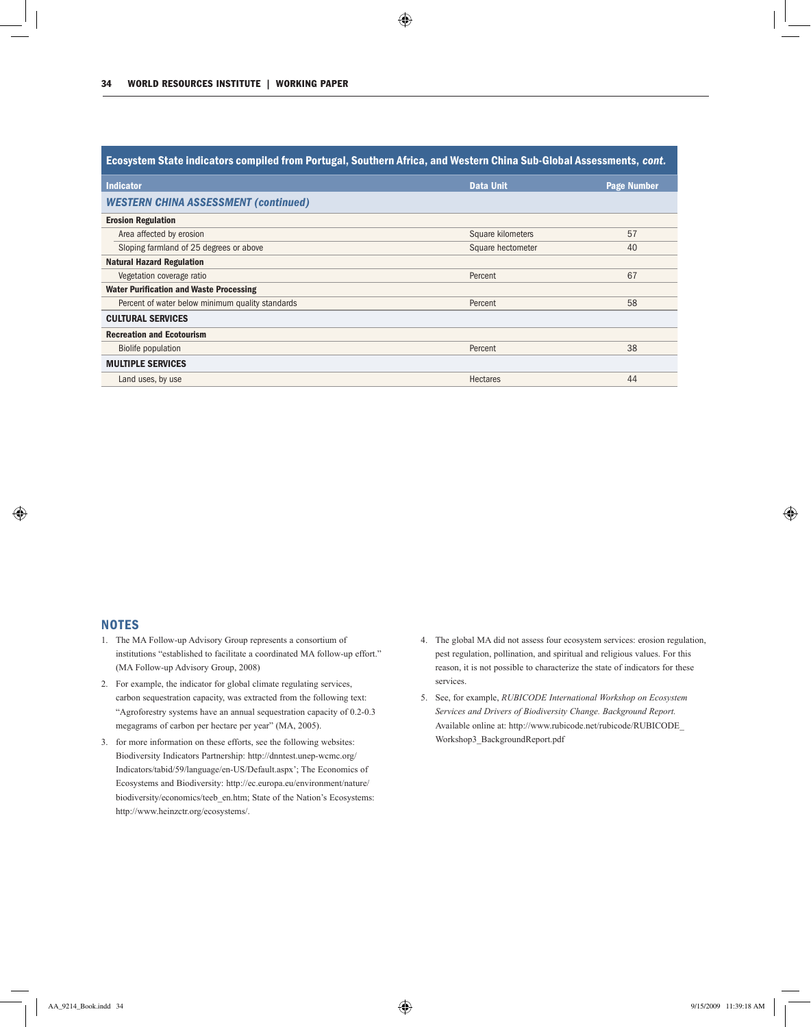**Ecosystem State indicators compiled from Portugal, Southern Africa, and Western China Sub-Global Assessments, *cont.***

| Indicator | Data Unit | Page Number |
|---|---|---|
| ***WESTERN CHINA ASSESSMENT (continued)*** | | |
| **Erosion Regulation** | | |
| Area affected by erosion | Square kilometers | 57 |
| Sloping farmland of 25 degrees or above | Square hectometer | 40 |
| **Natural Hazard Regulation** | | |
| Vegetation coverage ratio | Percent | 67 |
| **Water Purification and Waste Processing** | | |
| Percent of water below minimum quality standards | Percent | 58 |
| **CULTURAL SERVICES** | | |
| **Recreation and Ecotourism** | | |
| Biolife population | Percent | 38 |
| **MULTIPLE SERVICES** | | |
| Land uses, by use | Hectares | 44 |

## NOTES

1. The MA Follow-up Advisory Group represents a consortium of institutions "established to facilitate a coordinated MA follow-up effort." (MA Follow-up Advisory Group, 2008)
2. For example, the indicator for global climate regulating services, carbon sequestration capacity, was extracted from the following text: "Agroforestry systems have an annual sequestration capacity of 0.2-0.3 megagrams of carbon per hectare per year" (MA, 2005).
3. for more information on these efforts, see the following websites: Biodiversity Indicators Partnership: http://dnntest.unep-wcmc.org/Indicators/tabid/59/language/en-US/Default.aspx'; The Economics of Ecosystems and Biodiversity: http://ec.europa.eu/environment/nature/biodiversity/economics/teeb_en.htm; State of the Nation's Ecosystems: http://www.heinzctr.org/ecosystems/.
4. The global MA did not assess four ecosystem services: erosion regulation, pest regulation, pollination, and spiritual and religious values. For this reason, it is not possible to characterize the state of indicators for these services.
5. See, for example, *RUBICODE International Workshop on Ecosystem Services and Drivers of Biodiversity Change. Background Report.* Available online at: http://www.rubicode.net/rubicode/RUBICODE_Workshop3_BackgroundReport.pdf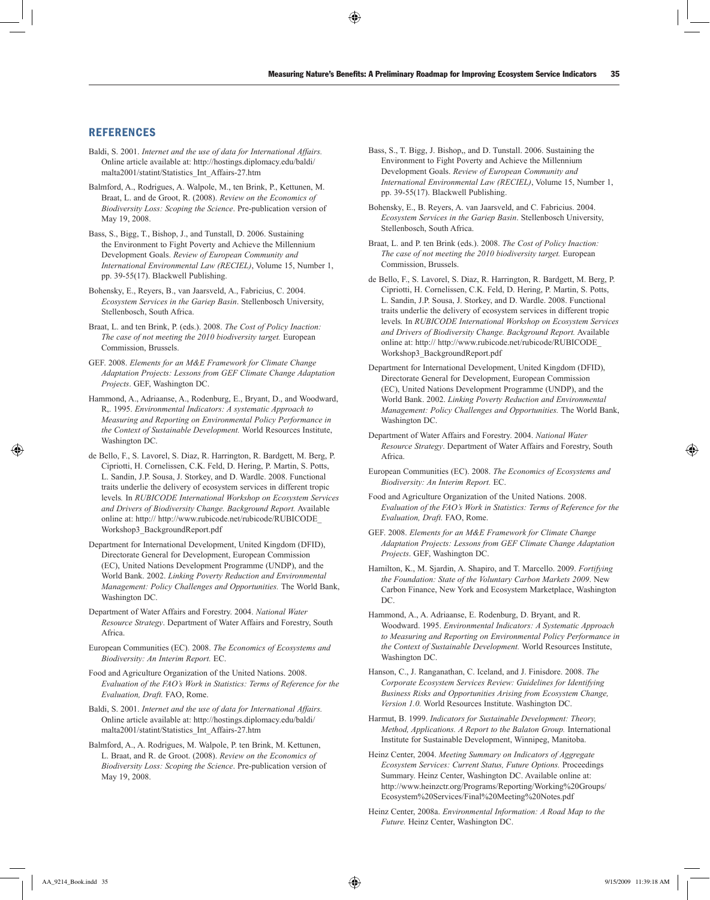## REFERENCES

Baldi, S. 2001. *Internet and the use of data for International Affairs.* Online article available at: http://hostings.diplomacy.edu/baldi/malta2001/statint/Statistics_Int_Affairs-27.htm

Balmford, A., Rodrigues, A. Walpole, M., ten Brink, P., Kettunen, M. Braat, L. and de Groot, R. (2008). *Review on the Economics of Biodiversity Loss: Scoping the Science*. Pre-publication version of May 19, 2008.

Bass, S., Bigg, T., Bishop, J., and Tunstall, D. 2006. Sustaining the Environment to Fight Poverty and Achieve the Millennium Development Goals. *Review of European Community and International Environmental Law (RECIEL)*, Volume 15, Number 1, pp. 39-55(17). Blackwell Publishing.

Bohensky, E., Reyers, B., van Jaarsveld, A., Fabricius, C. 2004. *Ecosystem Services in the Gariep Basin*. Stellenbosch University, Stellenbosch, South Africa.

Braat, L. and ten Brink, P. (eds.). 2008. *The Cost of Policy Inaction: The case of not meeting the 2010 biodiversity target.* European Commission, Brussels.

GEF. 2008. *Elements for an M&E Framework for Climate Change Adaptation Projects: Lessons from GEF Climate Change Adaptation Projects*. GEF, Washington DC.

Hammond, A., Adriaanse, A., Rodenburg, E., Bryant, D., and Woodward, R,. 1995. *Environmental Indicators: A systematic Approach to Measuring and Reporting on Environmental Policy Performance in the Context of Sustainable Development.* World Resources Institute, Washington DC.

de Bello, F., S. Lavorel, S. Diaz, R. Harrington, R. Bardgett, M. Berg, P. Cipriotti, H. Cornelissen, C.K. Feld, D. Hering, P. Martin, S. Potts, L. Sandin, J.P. Sousa, J. Storkey, and D. Wardle. 2008. Functional traits underlie the delivery of ecosystem services in different tropic levels*.* In *RUBICODE International Workshop on Ecosystem Services and Drivers of Biodiversity Change. Background Report.* Available online at: http:// http://www.rubicode.net/rubicode/RUBICODE_Workshop3_BackgroundReport.pdf

Department for International Development, United Kingdom (DFID), Directorate General for Development, European Commission (EC), United Nations Development Programme (UNDP), and the World Bank. 2002. *Linking Poverty Reduction and Environmental Management: Policy Challenges and Opportunities.* The World Bank, Washington DC.

Department of Water Affairs and Forestry. 2004. *National Water Resource Strategy*. Department of Water Affairs and Forestry, South Africa.

European Communities (EC). 2008. *The Economics of Ecosystems and Biodiversity: An Interim Report.* EC.

Food and Agriculture Organization of the United Nations. 2008. *Evaluation of the FAO's Work in Statistics: Terms of Reference for the Evaluation, Draft.* FAO, Rome.

Baldi, S. 2001. *Internet and the use of data for International Affairs.* Online article available at: http://hostings.diplomacy.edu/baldi/malta2001/statint/Statistics_Int_Affairs-27.htm

Balmford, A., A. Rodrigues, M. Walpole, P. ten Brink, M. Kettunen, L. Braat, and R. de Groot. (2008). *Review on the Economics of Biodiversity Loss: Scoping the Science*. Pre-publication version of May 19, 2008.

Bass, S., T. Bigg, J. Bishop,, and D. Tunstall. 2006. Sustaining the Environment to Fight Poverty and Achieve the Millennium Development Goals. *Review of European Community and International Environmental Law (RECIEL)*, Volume 15, Number 1, pp. 39-55(17). Blackwell Publishing.

Bohensky, E., B. Reyers, A. van Jaarsveld, and C. Fabricius. 2004. *Ecosystem Services in the Gariep Basin*. Stellenbosch University, Stellenbosch, South Africa.

Braat, L. and P. ten Brink (eds.). 2008. *The Cost of Policy Inaction: The case of not meeting the 2010 biodiversity target.* European Commission, Brussels.

de Bello, F., S. Lavorel, S. Diaz, R. Harrington, R. Bardgett, M. Berg, P. Cipriotti, H. Cornelissen, C.K. Feld, D. Hering, P. Martin, S. Potts, L. Sandin, J.P. Sousa, J. Storkey, and D. Wardle. 2008. Functional traits underlie the delivery of ecosystem services in different tropic levels*.* In *RUBICODE International Workshop on Ecosystem Services and Drivers of Biodiversity Change. Background Report.* Available online at: http:// http://www.rubicode.net/rubicode/RUBICODE_Workshop3_BackgroundReport.pdf

Department for International Development, United Kingdom (DFID), Directorate General for Development, European Commission (EC), United Nations Development Programme (UNDP), and the World Bank. 2002. *Linking Poverty Reduction and Environmental Management: Policy Challenges and Opportunities.* The World Bank, Washington DC.

Department of Water Affairs and Forestry. 2004. *National Water Resource Strategy*. Department of Water Affairs and Forestry, South Africa.

European Communities (EC). 2008. *The Economics of Ecosystems and Biodiversity: An Interim Report.* EC.

Food and Agriculture Organization of the United Nations. 2008. *Evaluation of the FAO's Work in Statistics: Terms of Reference for the Evaluation, Draft.* FAO, Rome.

GEF. 2008. *Elements for an M&E Framework for Climate Change Adaptation Projects: Lessons from GEF Climate Change Adaptation Projects*. GEF, Washington DC.

Hamilton, K., M. Sjardin, A. Shapiro, and T. Marcello. 2009. *Fortifying the Foundation: State of the Voluntary Carbon Markets 2009*. New Carbon Finance, New York and Ecosystem Marketplace, Washington DC.

Hammond, A., A. Adriaanse, E. Rodenburg, D. Bryant, and R. Woodward. 1995. *Environmental Indicators: A Systematic Approach to Measuring and Reporting on Environmental Policy Performance in the Context of Sustainable Development.* World Resources Institute, Washington DC.

Hanson, C., J. Ranganathan, C. Iceland, and J. Finisdore. 2008. *The Corporate Ecosystem Services Review: Guidelines for Identifying Business Risks and Opportunities Arising from Ecosystem Change, Version 1.0.* World Resources Institute. Washington DC.

Harmut, B. 1999. *Indicators for Sustainable Development: Theory, Method, Applications. A Report to the Balaton Group.* International Institute for Sustainable Development, Winnipeg, Manitoba.

Heinz Center, 2004. *Meeting Summary on Indicators of Aggregate Ecosystem Services: Current Status, Future Options.* Proceedings Summary. Heinz Center, Washington DC. Available online at: http://www.heinzctr.org/Programs/Reporting/Working%20Groups/Ecosystem%20Services/Final%20Meeting%20Notes.pdf

Heinz Center, 2008a. *Environmental Information: A Road Map to the Future.* Heinz Center, Washington DC.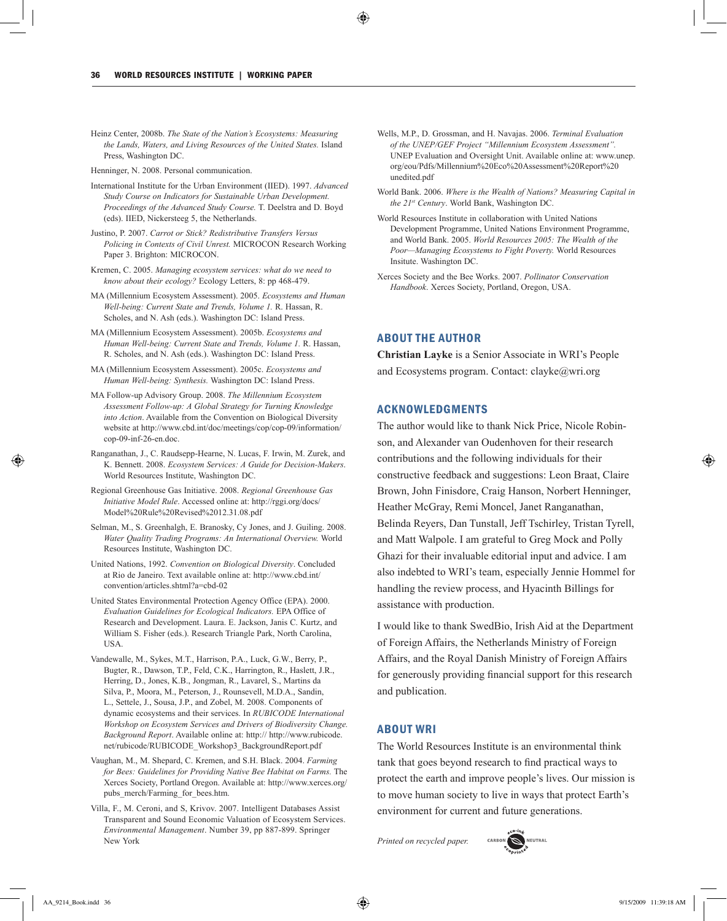Heinz Center, 2008b. *The State of the Nation's Ecosystems: Measuring the Lands, Waters, and Living Resources of the United States.* Island Press, Washington DC.

Henninger, N. 2008. Personal communication.

International Institute for the Urban Environment (IIED). 1997. *Advanced Study Course on Indicators for Sustainable Urban Development. Proceedings of the Advanced Study Course.* T. Deelstra and D. Boyd (eds). IIED, Nickersteeg 5, the Netherlands.

Justino, P. 2007. *Carrot or Stick? Redistributive Transfers Versus Policing in Contexts of Civil Unrest.* MICROCON Research Working Paper 3. Brighton: MICROCON.

Kremen, C. 2005. *Managing ecosystem services: what do we need to know about their ecology?* Ecology Letters, 8: pp 468-479.

MA (Millennium Ecosystem Assessment). 2005. *Ecosystems and Human Well-being: Current State and Trends, Volume 1.* R. Hassan, R. Scholes, and N. Ash (eds.). Washington DC: Island Press.

MA (Millennium Ecosystem Assessment). 2005b. *Ecosystems and Human Well-being: Current State and Trends, Volume 1.* R. Hassan, R. Scholes, and N. Ash (eds.). Washington DC: Island Press.

MA (Millennium Ecosystem Assessment). 2005c. *Ecosystems and Human Well-being: Synthesis.* Washington DC: Island Press.

MA Follow-up Advisory Group. 2008. *The Millennium Ecosystem Assessment Follow-up: A Global Strategy for Turning Knowledge into Action*. Available from the Convention on Biological Diversity website at http://www.cbd.int/doc/meetings/cop/cop-09/information/cop-09-inf-26-en.doc.

Ranganathan, J., C. Raudsepp-Hearne, N. Lucas, F. Irwin, M. Zurek, and K. Bennett. 2008. *Ecosystem Services: A Guide for Decision-Makers*. World Resources Institute, Washington DC.

Regional Greenhouse Gas Initiative. 2008. *Regional Greenhouse Gas Initiative Model Rule*. Accessed online at: http://rggi.org/docs/Model%20Rule%20Revised%2012.31.08.pdf

Selman, M., S. Greenhalgh, E. Branosky, Cy Jones, and J. Guiling. 2008. *Water Quality Trading Programs: An International Overview.* World Resources Institute, Washington DC.

United Nations, 1992. *Convention on Biological Diversity*. Concluded at Rio de Janeiro. Text available online at: http://www.cbd.int/convention/articles.shtml?a=cbd-02

United States Environmental Protection Agency Office (EPA). 2000. *Evaluation Guidelines for Ecological Indicators.* EPA Office of Research and Development. Laura. E. Jackson, Janis C. Kurtz, and William S. Fisher (eds.). Research Triangle Park, North Carolina, USA.

Vandewalle, M., Sykes, M.T., Harrison, P.A., Luck, G.W., Berry, P., Bugter, R., Dawson, T.P., Feld, C.K., Harrington, R., Haslett, J.R., Herring, D., Jones, K.B., Jongman, R., Lavarel, S., Martins da Silva, P., Moora, M., Peterson, J., Rounsevell, M.D.A., Sandin, L., Settele, J., Sousa, J.P., and Zobel, M. 2008. Components of dynamic ecosystems and their services. In *RUBICODE International Workshop on Ecosystem Services and Drivers of Biodiversity Change. Background Report*. Available online at: http:// http://www.rubicode.net/rubicode/RUBICODE_Workshop3_BackgroundReport.pdf

Vaughan, M., M. Shepard, C. Kremen, and S.H. Black. 2004. *Farming for Bees: Guidelines for Providing Native Bee Habitat on Farms.* The Xerces Society, Portland Oregon. Available at: http://www.xerces.org/pubs_merch/Farming_for_bees.htm.

Villa, F., M. Ceroni, and S, Krivov. 2007. Intelligent Databases Assist Transparent and Sound Economic Valuation of Ecosystem Services. *Environmental Management*. Number 39, pp 887-899. Springer New York

Wells, M.P., D. Grossman, and H. Navajas. 2006. *Terminal Evaluation of the UNEP/GEF Project "Millennium Ecosystem Assessment".* UNEP Evaluation and Oversight Unit. Available online at: www.unep.org/eou/Pdfs/Millennium%20Eco%20Assessment%20Report%20unedited.pdf

World Bank. 2006. *Where is the Wealth of Nations? Measuring Capital in the 21st Century*. World Bank, Washington DC.

World Resources Institute in collaboration with United Nations Development Programme, United Nations Environment Programme, and World Bank. 2005. *World Resources 2005: The Wealth of the Poor—Managing Ecosystems to Fight Poverty.* World Resources Insitute. Washington DC.

Xerces Society and the Bee Works. 2007. *Pollinator Conservation Handbook*. Xerces Society, Portland, Oregon, USA.

## ABOUT THE AUTHOR

**Christian Layke** is a Senior Associate in WRI's People and Ecosystems program. Contact: clayke@wri.org

## ACKNOWLEDGMENTS

The author would like to thank Nick Price, Nicole Robinson, and Alexander van Oudenhoven for their research contributions and the following individuals for their constructive feedback and suggestions: Leon Braat, Claire Brown, John Finisdore, Craig Hanson, Norbert Henninger, Heather McGray, Remi Moncel, Janet Ranganathan, Belinda Reyers, Dan Tunstall, Jeff Tschirley, Tristan Tyrell, and Matt Walpole. I am grateful to Greg Mock and Polly Ghazi for their invaluable editorial input and advice. I am also indebted to WRI's team, especially Jennie Hommel for handling the review process, and Hyacinth Billings for assistance with production.

I would like to thank SwedBio, Irish Aid at the Department of Foreign Affairs, the Netherlands Ministry of Foreign Affairs, and the Royal Danish Ministry of Foreign Affairs for generously providing financial support for this research and publication.

## ABOUT WRI

The World Resources Institute is an environmental think tank that goes beyond research to find practical ways to protect the earth and improve people's lives. Our mission is to move human society to live in ways that protect Earth's environment for current and future generations.

*Printed on recycled paper.*

CARBON NEUTRAL